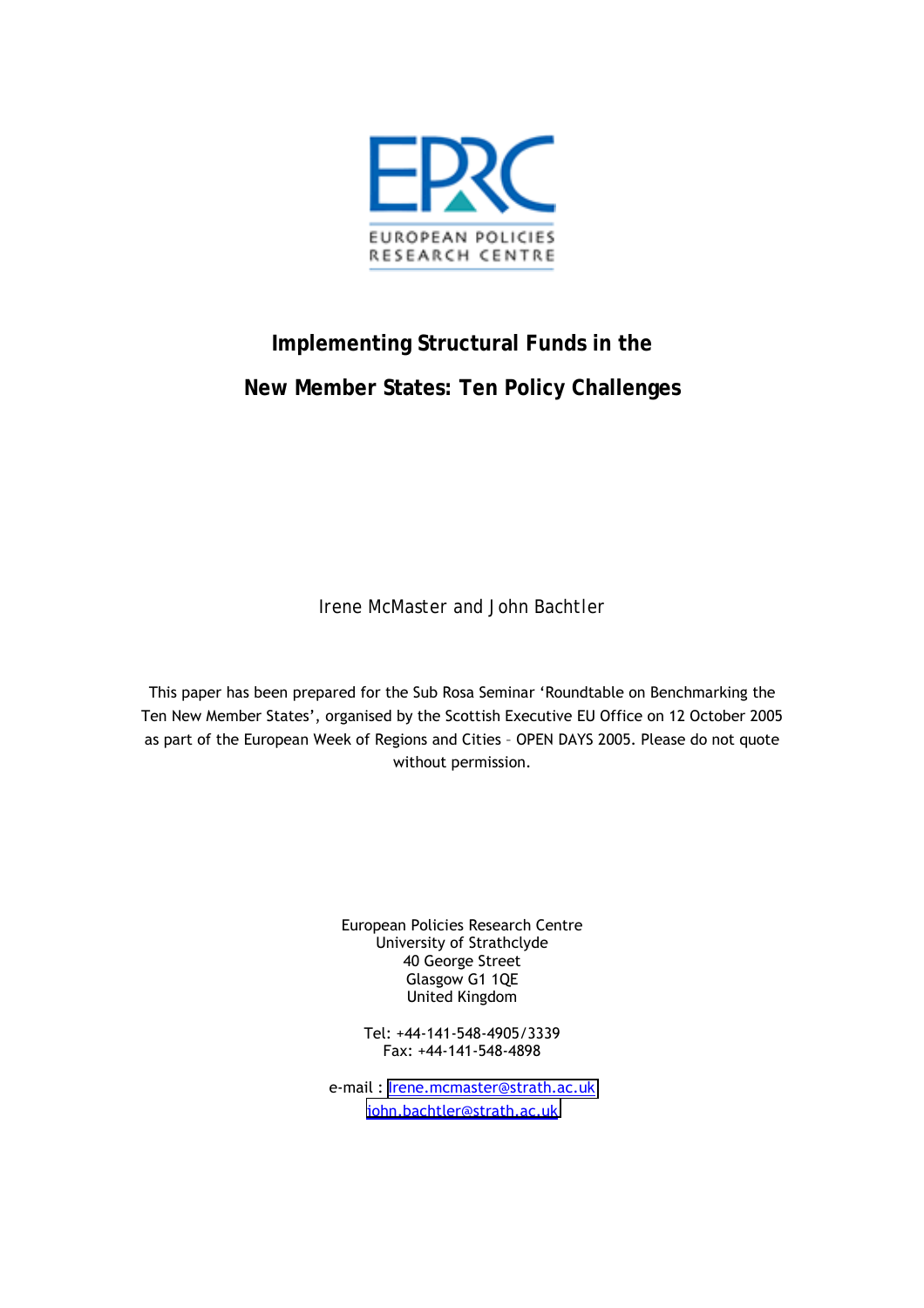EPRC

EUROPEAN POLICIES RESEARCH CENTRE

# Implementing Structural Funds in the New Member States: Ten Policy Challenges

Irene McMaster and John Bachtler

This paper has been prepared for the Sub Rosa Seminar 'Roundtable on Benchmarking the Ten New Member States', organised by the Scottish Executive EU Office on 12 October 2005 as part of the European Week of Regions and Cities – OPEN DAYS 2005. Please do not quote without permission.

European Policies Research Centre
University of Strathclyde
40 George Street
Glasgow G1 1QE
United Kingdom

Tel: +44-141-548-4905/3339
Fax: +44-141-548-4898

e-mail : irene.mcmaster@strath.ac.uk
john.bachtler@strath.ac.uk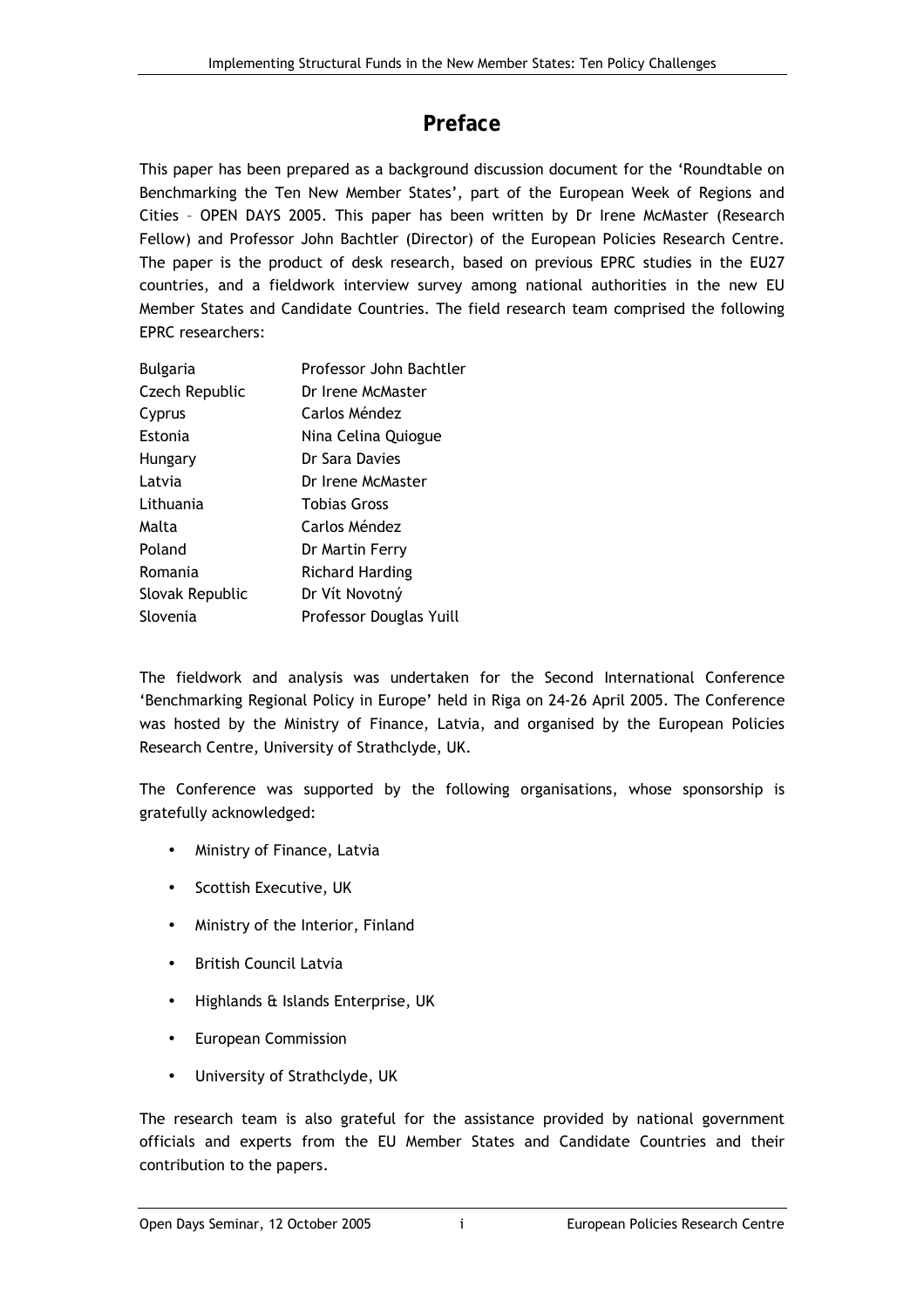# Preface

This paper has been prepared as a background discussion document for the 'Roundtable on Benchmarking the Ten New Member States', part of the European Week of Regions and Cities – OPEN DAYS 2005. This paper has been written by Dr Irene McMaster (Research Fellow) and Professor John Bachtler (Director) of the European Policies Research Centre. The paper is the product of desk research, based on previous EPRC studies in the EU27 countries, and a fieldwork interview survey among national authorities in the new EU Member States and Candidate Countries. The field research team comprised the following EPRC researchers:

| | |
|---|---|
| Bulgaria | Professor John Bachtler |
| Czech Republic | Dr Irene McMaster |
| Cyprus | Carlos Méndez |
| Estonia | Nina Celina Quiogue |
| Hungary | Dr Sara Davies |
| Latvia | Dr Irene McMaster |
| Lithuania | Tobias Gross |
| Malta | Carlos Méndez |
| Poland | Dr Martin Ferry |
| Romania | Richard Harding |
| Slovak Republic | Dr Vít Novotný |
| Slovenia | Professor Douglas Yuill |

The fieldwork and analysis was undertaken for the Second International Conference 'Benchmarking Regional Policy in Europe' held in Riga on 24-26 April 2005. The Conference was hosted by the Ministry of Finance, Latvia, and organised by the European Policies Research Centre, University of Strathclyde, UK.

The Conference was supported by the following organisations, whose sponsorship is gratefully acknowledged:

- Ministry of Finance, Latvia
- Scottish Executive, UK
- Ministry of the Interior, Finland
- British Council Latvia
- Highlands & Islands Enterprise, UK
- European Commission
- University of Strathclyde, UK

The research team is also grateful for the assistance provided by national government officials and experts from the EU Member States and Candidate Countries and their contribution to the papers.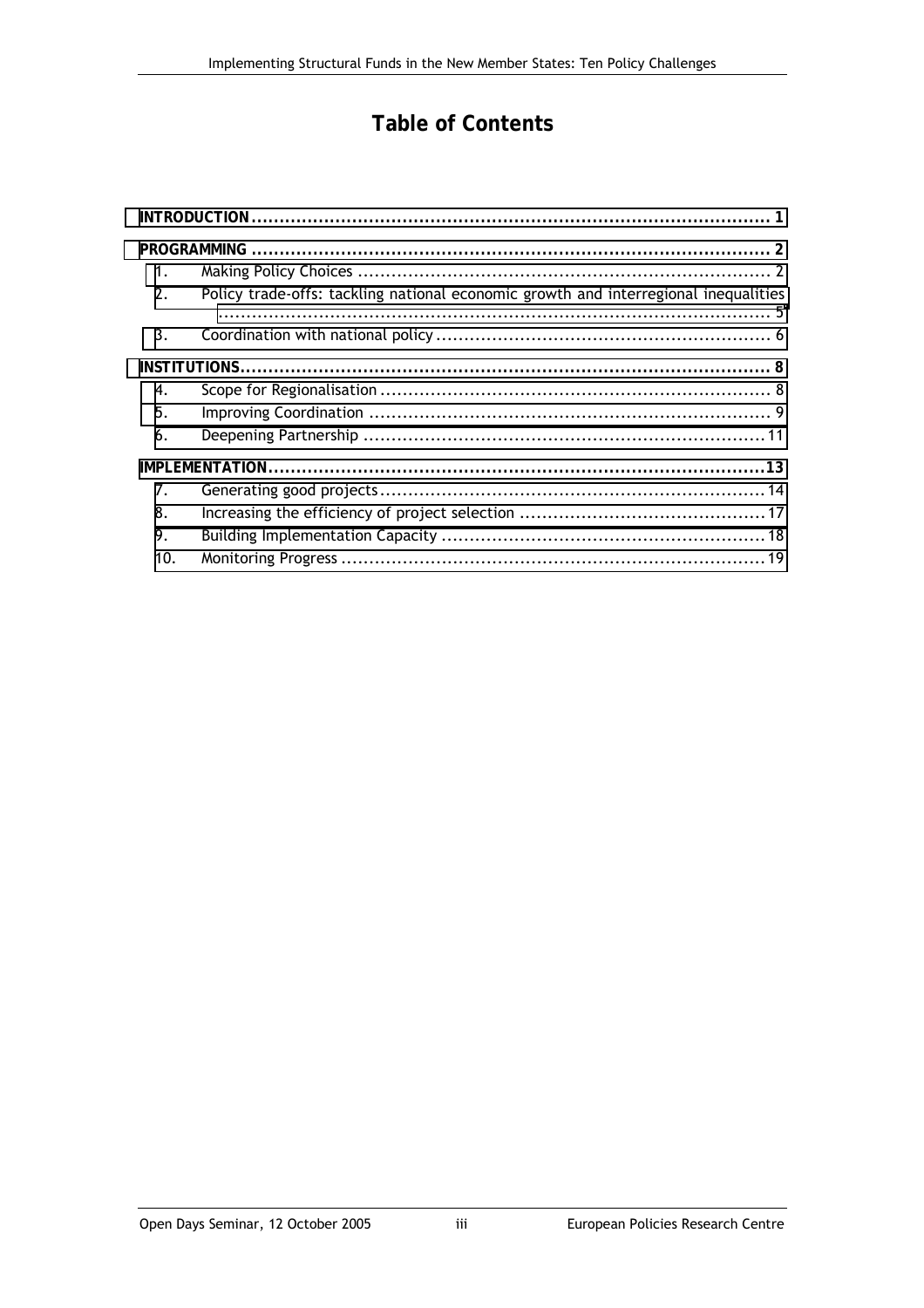# Table of Contents

| | | |
|---|---|---|
| **INTRODUCTION** | | **1** |
| **PROGRAMMING** | | **2** |
| 1. | Making Policy Choices | 2 |
| 2. | Policy trade-offs: tackling national economic growth and interregional inequalities | 5 |
| 3. | Coordination with national policy | 6 |
| **INSTITUTIONS** | | **8** |
| 4. | Scope for Regionalisation | 8 |
| 5. | Improving Coordination | 9 |
| 6. | Deepening Partnership | 11 |
| **IMPLEMENTATION** | | **13** |
| 7. | Generating good projects | 14 |
| 8. | Increasing the efficiency of project selection | 17 |
| 9. | Building Implementation Capacity | 18 |
| 10. | Monitoring Progress | 19 |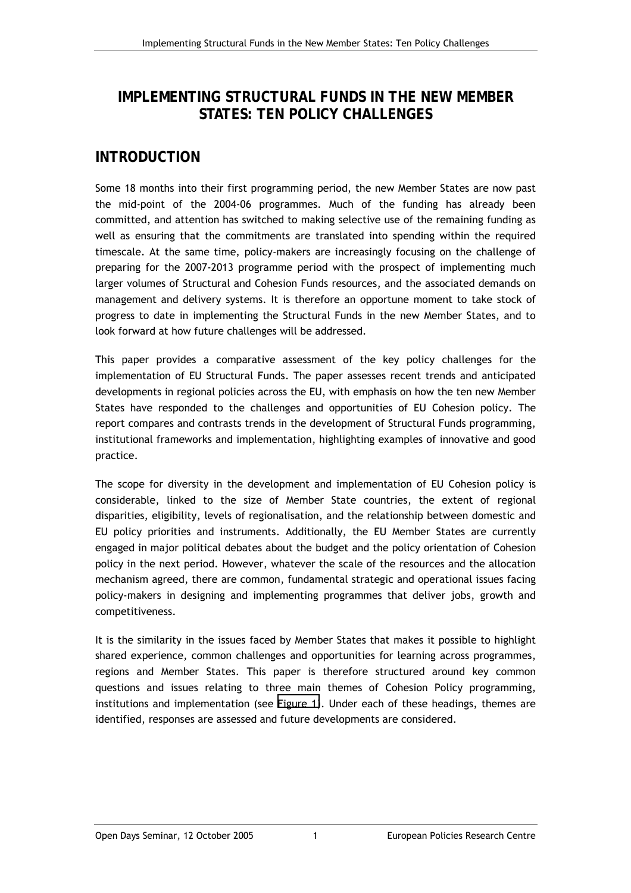# IMPLEMENTING STRUCTURAL FUNDS IN THE NEW MEMBER STATES: TEN POLICY CHALLENGES

## INTRODUCTION

Some 18 months into their first programming period, the new Member States are now past the mid-point of the 2004-06 programmes. Much of the funding has already been committed, and attention has switched to making selective use of the remaining funding as well as ensuring that the commitments are translated into spending within the required timescale. At the same time, policy-makers are increasingly focusing on the challenge of preparing for the 2007-2013 programme period with the prospect of implementing much larger volumes of Structural and Cohesion Funds resources, and the associated demands on management and delivery systems. It is therefore an opportune moment to take stock of progress to date in implementing the Structural Funds in the new Member States, and to look forward at how future challenges will be addressed.

This paper provides a comparative assessment of the key policy challenges for the implementation of EU Structural Funds. The paper assesses recent trends and anticipated developments in regional policies across the EU, with emphasis on how the ten new Member States have responded to the challenges and opportunities of EU Cohesion policy. The report compares and contrasts trends in the development of Structural Funds programming, institutional frameworks and implementation, highlighting examples of innovative and good practice.

The scope for diversity in the development and implementation of EU Cohesion policy is considerable, linked to the size of Member State countries, the extent of regional disparities, eligibility, levels of regionalisation, and the relationship between domestic and EU policy priorities and instruments. Additionally, the EU Member States are currently engaged in major political debates about the budget and the policy orientation of Cohesion policy in the next period. However, whatever the scale of the resources and the allocation mechanism agreed, there are common, fundamental strategic and operational issues facing policy-makers in designing and implementing programmes that deliver jobs, growth and competitiveness.

It is the similarity in the issues faced by Member States that makes it possible to highlight shared experience, common challenges and opportunities for learning across programmes, regions and Member States. This paper is therefore structured around key common questions and issues relating to three main themes of Cohesion Policy programming, institutions and implementation (see Figure 1). Under each of these headings, themes are identified, responses are assessed and future developments are considered.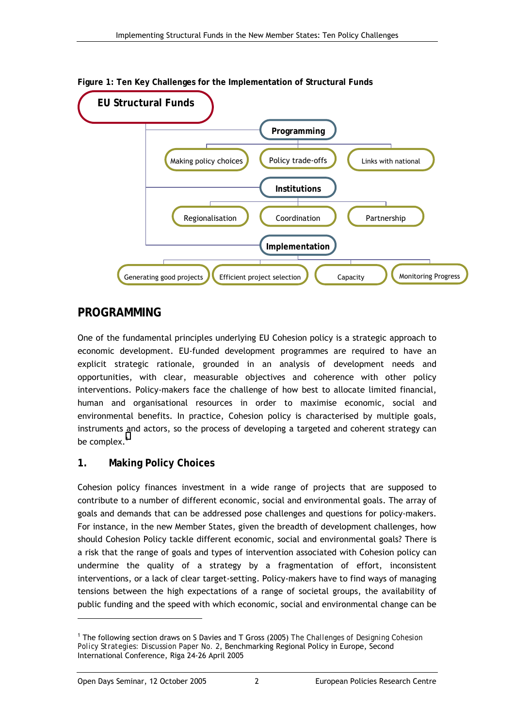**Figure 1: Ten Key Challenges for the Implementation of Structural Funds**

- EU Structural Funds
  - Programming
    - Making policy choices
    - Policy trade-offs
    - Links with national
  - Institutions
    - Regionalisation
    - Coordination
    - Partnership
  - Implementation
    - Generating good projects
    - Efficient project selection
    - Capacity
    - Monitoring Progress

## PROGRAMMING

One of the fundamental principles underlying EU Cohesion policy is a strategic approach to economic development. EU-funded development programmes are required to have an explicit strategic rationale, grounded in an analysis of development needs and opportunities, with clear, measurable objectives and coherence with other policy interventions. Policy-makers face the challenge of how best to allocate limited financial, human and organisational resources in order to maximise economic, social and environmental benefits. In practice, Cohesion policy is characterised by multiple goals, instruments and actors, so the process of developing a targeted and coherent strategy can be complex.[1]

### 1. Making Policy Choices

Cohesion policy finances investment in a wide range of projects that are supposed to contribute to a number of different economic, social and environmental goals. The array of goals and demands that can be addressed pose challenges and questions for policy-makers. For instance, in the new Member States, given the breadth of development challenges, how should Cohesion Policy tackle different economic, social and environmental goals? There is a risk that the range of goals and types of intervention associated with Cohesion policy can undermine the quality of a strategy by a fragmentation of effort, inconsistent interventions, or a lack of clear target-setting. Policy-makers have to find ways of managing tensions between the high expectations of a range of societal groups, the availability of public funding and the speed with which economic, social and environmental change can be

---

[1] The following section draws on S Davies and T Gross (2005) *The Challenges of Designing Cohesion Policy Strategies: Discussion Paper No. 2*, Benchmarking Regional Policy in Europe, Second International Conference, Riga 24-26 April 2005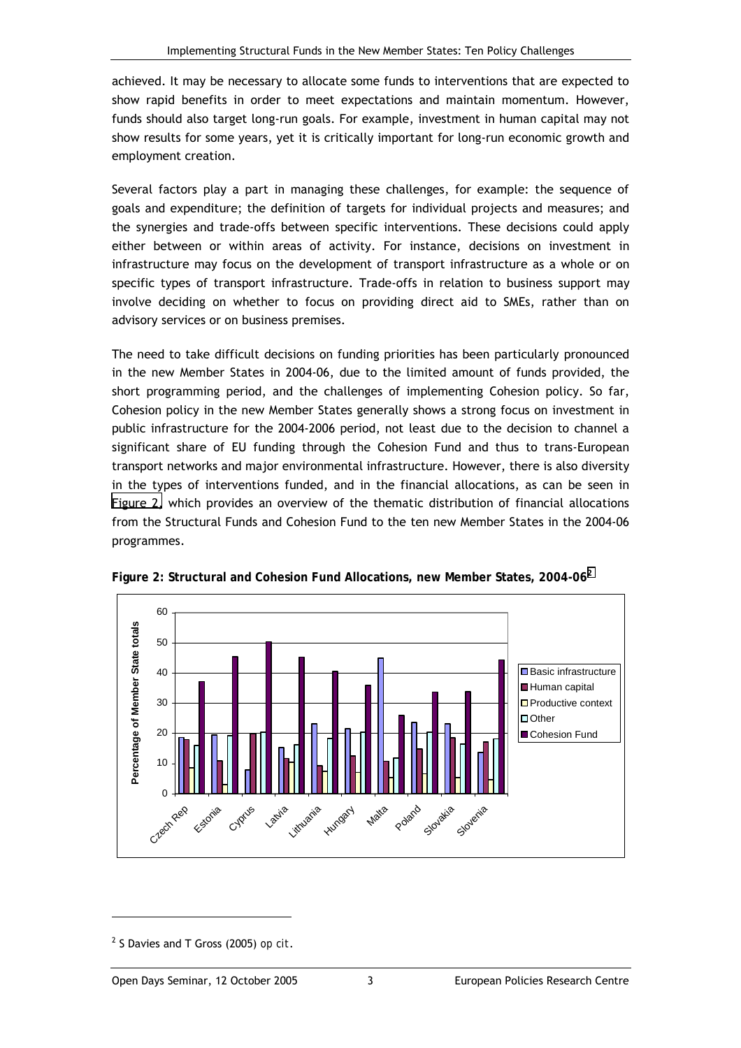achieved. It may be necessary to allocate some funds to interventions that are expected to show rapid benefits in order to meet expectations and maintain momentum. However, funds should also target long-run goals. For example, investment in human capital may not show results for some years, yet it is critically important for long-run economic growth and employment creation.

Several factors play a part in managing these challenges, for example: the sequence of goals and expenditure; the definition of targets for individual projects and measures; and the synergies and trade-offs between specific interventions. These decisions could apply either between or within areas of activity. For instance, decisions on investment in infrastructure may focus on the development of transport infrastructure as a whole or on specific types of transport infrastructure. Trade-offs in relation to business support may involve deciding on whether to focus on providing direct aid to SMEs, rather than on advisory services or on business premises.

The need to take difficult decisions on funding priorities has been particularly pronounced in the new Member States in 2004-06, due to the limited amount of funds provided, the short programming period, and the challenges of implementing Cohesion policy. So far, Cohesion policy in the new Member States generally shows a strong focus on investment in public infrastructure for the 2004-2006 period, not least due to the decision to channel a significant share of EU funding through the Cohesion Fund and thus to trans-European transport networks and major environmental infrastructure. However, there is also diversity in the types of interventions funded, and in the financial allocations, as can be seen in Figure 2, which provides an overview of the thematic distribution of financial allocations from the Structural Funds and Cohesion Fund to the ten new Member States in the 2004-06 programmes.

**Figure 2: Structural and Cohesion Fund Allocations, new Member States, 2004-06**[2]

[2] S Davies and T Gross (2005) *op cit*.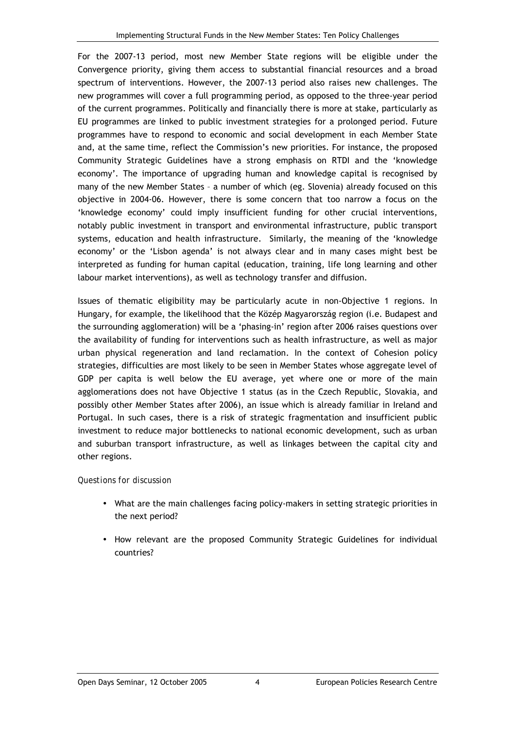For the 2007-13 period, most new Member State regions will be eligible under the Convergence priority, giving them access to substantial financial resources and a broad spectrum of interventions. However, the 2007-13 period also raises new challenges. The new programmes will cover a full programming period, as opposed to the three-year period of the current programmes. Politically and financially there is more at stake, particularly as EU programmes are linked to public investment strategies for a prolonged period. Future programmes have to respond to economic and social development in each Member State and, at the same time, reflect the Commission's new priorities. For instance, the proposed Community Strategic Guidelines have a strong emphasis on RTDI and the 'knowledge economy'. The importance of upgrading human and knowledge capital is recognised by many of the new Member States – a number of which (eg. Slovenia) already focused on this objective in 2004-06. However, there is some concern that too narrow a focus on the 'knowledge economy' could imply insufficient funding for other crucial interventions, notably public investment in transport and environmental infrastructure, public transport systems, education and health infrastructure. Similarly, the meaning of the 'knowledge economy' or the 'Lisbon agenda' is not always clear and in many cases might best be interpreted as funding for human capital (education, training, life long learning and other labour market interventions), as well as technology transfer and diffusion.

Issues of thematic eligibility may be particularly acute in non-Objective 1 regions. In Hungary, for example, the likelihood that the Közép Magyarország region (i.e. Budapest and the surrounding agglomeration) will be a 'phasing-in' region after 2006 raises questions over the availability of funding for interventions such as health infrastructure, as well as major urban physical regeneration and land reclamation. In the context of Cohesion policy strategies, difficulties are most likely to be seen in Member States whose aggregate level of GDP per capita is well below the EU average, yet where one or more of the main agglomerations does not have Objective 1 status (as in the Czech Republic, Slovakia, and possibly other Member States after 2006), an issue which is already familiar in Ireland and Portugal. In such cases, there is a risk of strategic fragmentation and insufficient public investment to reduce major bottlenecks to national economic development, such as urban and suburban transport infrastructure, as well as linkages between the capital city and other regions.

*Questions for discussion*

- What are the main challenges facing policy-makers in setting strategic priorities in the next period?
- How relevant are the proposed Community Strategic Guidelines for individual countries?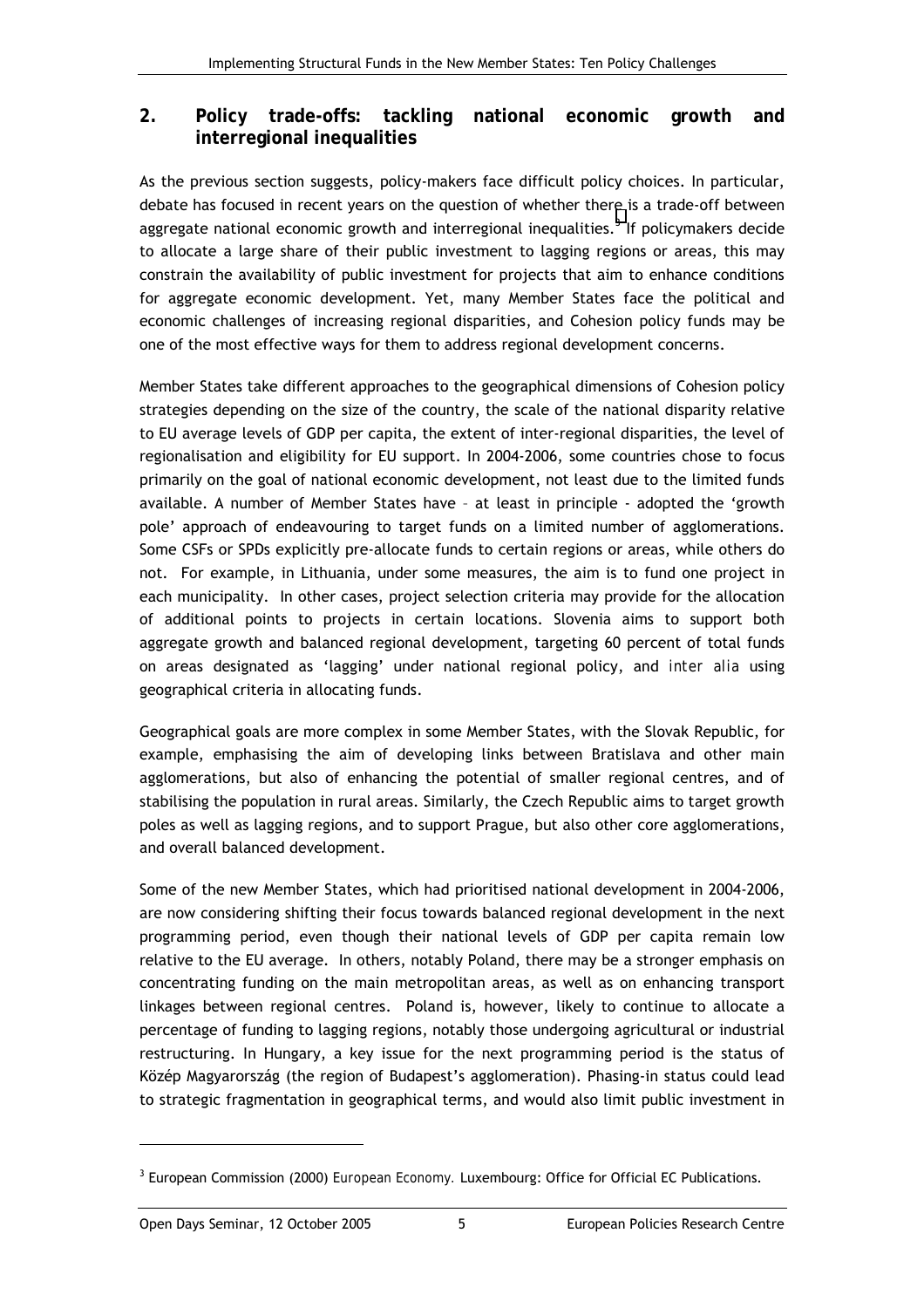## 2. Policy trade-offs: tackling national economic growth and interregional inequalities

As the previous section suggests, policy-makers face difficult policy choices. In particular, debate has focused in recent years on the question of whether there is a trade-off between aggregate national economic growth and interregional inequalities.[3] If policymakers decide to allocate a large share of their public investment to lagging regions or areas, this may constrain the availability of public investment for projects that aim to enhance conditions for aggregate economic development. Yet, many Member States face the political and economic challenges of increasing regional disparities, and Cohesion policy funds may be one of the most effective ways for them to address regional development concerns.

Member States take different approaches to the geographical dimensions of Cohesion policy strategies depending on the size of the country, the scale of the national disparity relative to EU average levels of GDP per capita, the extent of inter-regional disparities, the level of regionalisation and eligibility for EU support. In 2004-2006, some countries chose to focus primarily on the goal of national economic development, not least due to the limited funds available. A number of Member States have – at least in principle - adopted the 'growth pole' approach of endeavouring to target funds on a limited number of agglomerations. Some CSFs or SPDs explicitly pre-allocate funds to certain regions or areas, while others do not. For example, in Lithuania, under some measures, the aim is to fund one project in each municipality. In other cases, project selection criteria may provide for the allocation of additional points to projects in certain locations. Slovenia aims to support both aggregate growth and balanced regional development, targeting 60 percent of total funds on areas designated as 'lagging' under national regional policy, and *inter alia* using geographical criteria in allocating funds.

Geographical goals are more complex in some Member States, with the Slovak Republic, for example, emphasising the aim of developing links between Bratislava and other main agglomerations, but also of enhancing the potential of smaller regional centres, and of stabilising the population in rural areas. Similarly, the Czech Republic aims to target growth poles as well as lagging regions, and to support Prague, but also other core agglomerations, and overall balanced development.

Some of the new Member States, which had prioritised national development in 2004-2006, are now considering shifting their focus towards balanced regional development in the next programming period, even though their national levels of GDP per capita remain low relative to the EU average. In others, notably Poland, there may be a stronger emphasis on concentrating funding on the main metropolitan areas, as well as on enhancing transport linkages between regional centres. Poland is, however, likely to continue to allocate a percentage of funding to lagging regions, notably those undergoing agricultural or industrial restructuring. In Hungary, a key issue for the next programming period is the status of Közép Magyarország (the region of Budapest's agglomeration). Phasing-in status could lead to strategic fragmentation in geographical terms, and would also limit public investment in

---

[3] European Commission (2000) *European Economy.* Luxembourg: Office for Official EC Publications.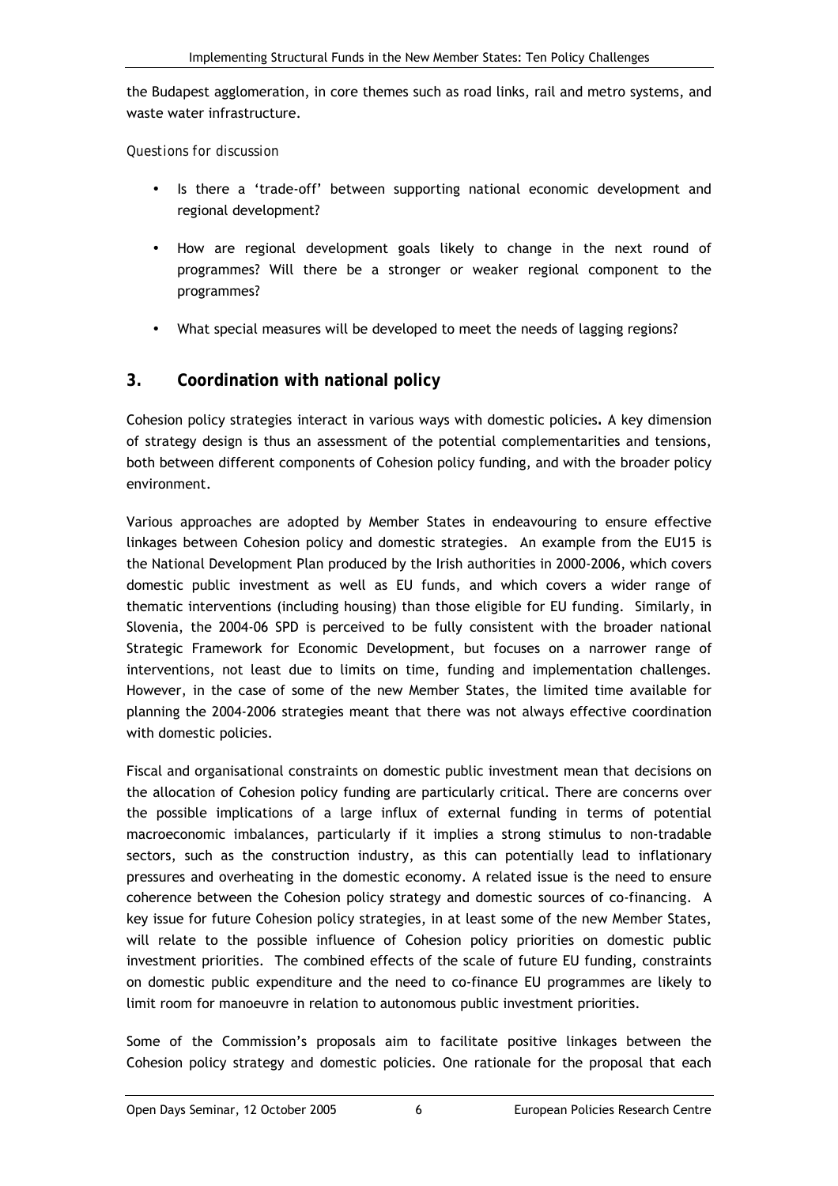the Budapest agglomeration, in core themes such as road links, rail and metro systems, and waste water infrastructure.

*Questions for discussion*

- Is there a 'trade-off' between supporting national economic development and regional development?
- How are regional development goals likely to change in the next round of programmes? Will there be a stronger or weaker regional component to the programmes?
- What special measures will be developed to meet the needs of lagging regions?

## 3. Coordination with national policy

Cohesion policy strategies interact in various ways with domestic policies**.** A key dimension of strategy design is thus an assessment of the potential complementarities and tensions, both between different components of Cohesion policy funding, and with the broader policy environment.

Various approaches are adopted by Member States in endeavouring to ensure effective linkages between Cohesion policy and domestic strategies. An example from the EU15 is the National Development Plan produced by the Irish authorities in 2000-2006, which covers domestic public investment as well as EU funds, and which covers a wider range of thematic interventions (including housing) than those eligible for EU funding. Similarly, in Slovenia, the 2004-06 SPD is perceived to be fully consistent with the broader national Strategic Framework for Economic Development, but focuses on a narrower range of interventions, not least due to limits on time, funding and implementation challenges. However, in the case of some of the new Member States, the limited time available for planning the 2004-2006 strategies meant that there was not always effective coordination with domestic policies.

Fiscal and organisational constraints on domestic public investment mean that decisions on the allocation of Cohesion policy funding are particularly critical. There are concerns over the possible implications of a large influx of external funding in terms of potential macroeconomic imbalances, particularly if it implies a strong stimulus to non-tradable sectors, such as the construction industry, as this can potentially lead to inflationary pressures and overheating in the domestic economy. A related issue is the need to ensure coherence between the Cohesion policy strategy and domestic sources of co-financing. A key issue for future Cohesion policy strategies, in at least some of the new Member States, will relate to the possible influence of Cohesion policy priorities on domestic public investment priorities. The combined effects of the scale of future EU funding, constraints on domestic public expenditure and the need to co-finance EU programmes are likely to limit room for manoeuvre in relation to autonomous public investment priorities.

Some of the Commission's proposals aim to facilitate positive linkages between the Cohesion policy strategy and domestic policies. One rationale for the proposal that each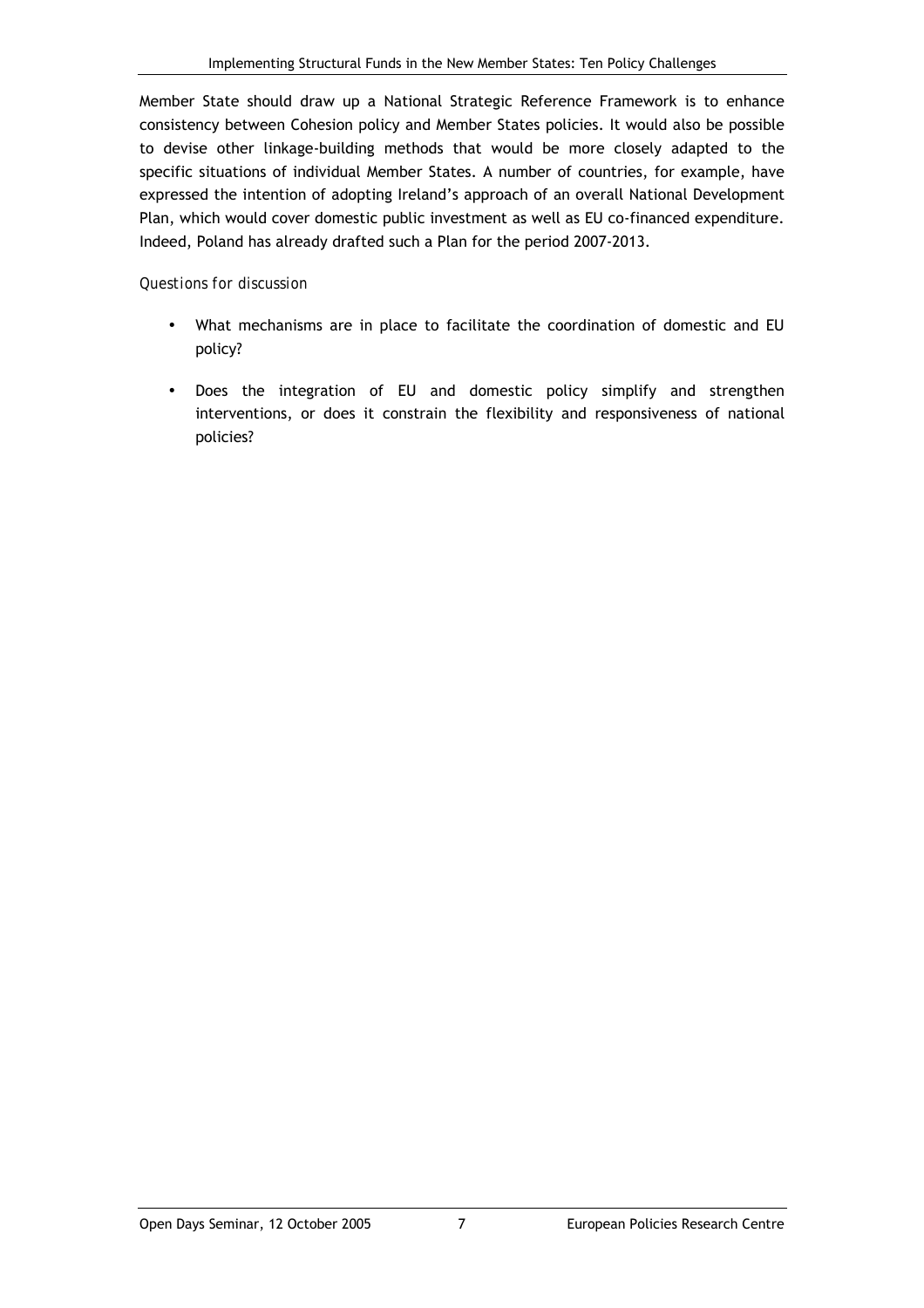Member State should draw up a National Strategic Reference Framework is to enhance consistency between Cohesion policy and Member States policies. It would also be possible to devise other linkage-building methods that would be more closely adapted to the specific situations of individual Member States. A number of countries, for example, have expressed the intention of adopting Ireland's approach of an overall National Development Plan, which would cover domestic public investment as well as EU co-financed expenditure. Indeed, Poland has already drafted such a Plan for the period 2007-2013.

*Questions for discussion*

- What mechanisms are in place to facilitate the coordination of domestic and EU policy?
- Does the integration of EU and domestic policy simplify and strengthen interventions, or does it constrain the flexibility and responsiveness of national policies?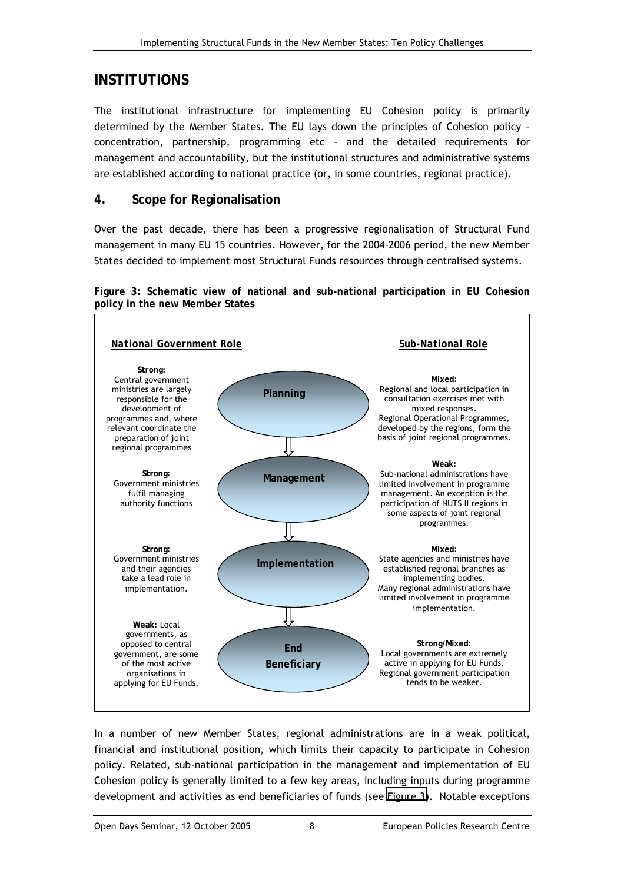## INSTITUTIONS

The institutional infrastructure for implementing EU Cohesion policy is primarily determined by the Member States. The EU lays down the principles of Cohesion policy – concentration, partnership, programming etc - and the detailed requirements for management and accountability, but the institutional structures and administrative systems are established according to national practice (or, in some countries, regional practice).

### 4. Scope for Regionalisation

Over the past decade, there has been a progressive regionalisation of Structural Fund management in many EU 15 countries. However, for the 2004-2006 period, the new Member States decided to implement most Structural Funds resources through centralised systems.

**Figure 3: Schematic view of national and sub-national participation in EU Cohesion policy in the new Member States**

| *National Government Role* | | *Sub-National Role* |
|---|---|---|
| **Strong:** Central government ministries are largely responsible for the development of programmes and, where relevant coordinate the preparation of joint regional programmes | **Planning** | **Mixed:** Regional and local participation in consultation exercises met with mixed responses. Regional Operational Programmes, developed by the regions, form the basis of joint regional programmes. |
| **Strong:** Government ministries fulfil managing authority functions | **Management** | **Weak:** Sub-national administrations have limited involvement in programme management. An exception is the participation of NUTS II regions in some aspects of joint regional programmes. |
| **Strong:** Government ministries and their agencies take a lead role in implementation. | **Implementation** | **Mixed:** State agencies and ministries have established regional branches as implementing bodies. Many regional administrations have limited involvement in programme implementation. |
| **Weak:** Local governments, as opposed to central government, are some of the most active organisations in applying for EU Funds. | **End Beneficiary** | **Strong/Mixed:** Local governments are extremely active in applying for EU Funds. Regional government participation tends to be weaker. |

In a number of new Member States, regional administrations are in a weak political, financial and institutional position, which limits their capacity to participate in Cohesion policy. Related, sub-national participation in the management and implementation of EU Cohesion policy is generally limited to a few key areas, including inputs during programme development and activities as end beneficiaries of funds (see Figure 3). Notable exceptions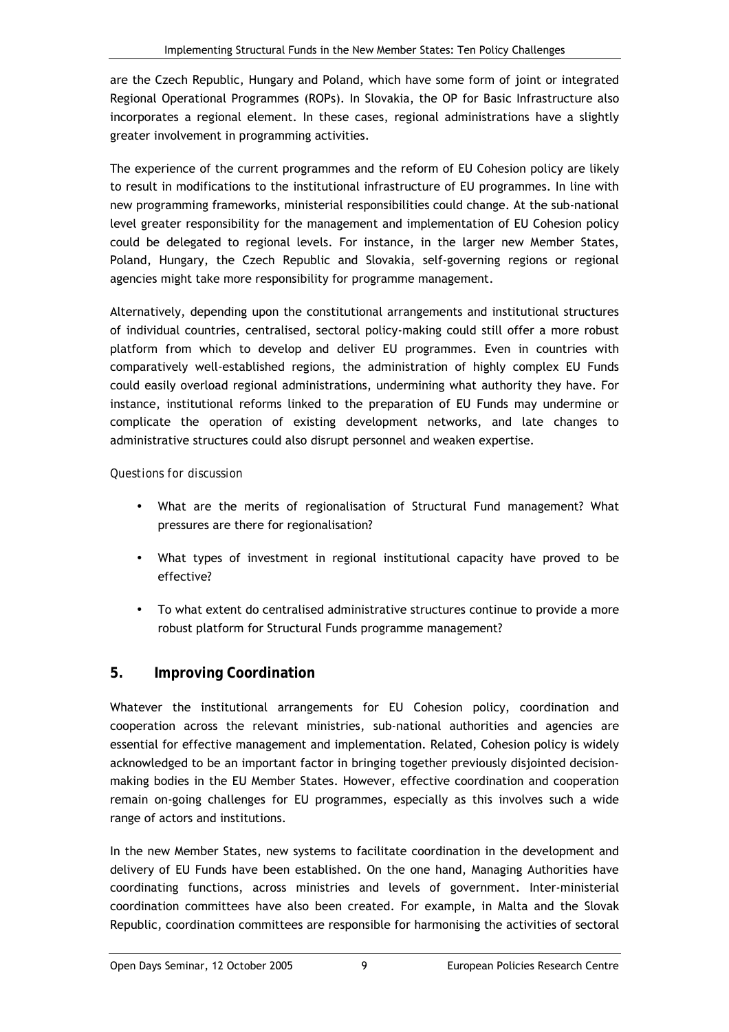are the Czech Republic, Hungary and Poland, which have some form of joint or integrated Regional Operational Programmes (ROPs). In Slovakia, the OP for Basic Infrastructure also incorporates a regional element. In these cases, regional administrations have a slightly greater involvement in programming activities.

The experience of the current programmes and the reform of EU Cohesion policy are likely to result in modifications to the institutional infrastructure of EU programmes. In line with new programming frameworks, ministerial responsibilities could change. At the sub-national level greater responsibility for the management and implementation of EU Cohesion policy could be delegated to regional levels. For instance, in the larger new Member States, Poland, Hungary, the Czech Republic and Slovakia, self-governing regions or regional agencies might take more responsibility for programme management.

Alternatively, depending upon the constitutional arrangements and institutional structures of individual countries, centralised, sectoral policy-making could still offer a more robust platform from which to develop and deliver EU programmes. Even in countries with comparatively well-established regions, the administration of highly complex EU Funds could easily overload regional administrations, undermining what authority they have. For instance, institutional reforms linked to the preparation of EU Funds may undermine or complicate the operation of existing development networks, and late changes to administrative structures could also disrupt personnel and weaken expertise.

*Questions for discussion*

- What are the merits of regionalisation of Structural Fund management? What pressures are there for regionalisation?
- What types of investment in regional institutional capacity have proved to be effective?
- To what extent do centralised administrative structures continue to provide a more robust platform for Structural Funds programme management?

## 5. Improving Coordination

Whatever the institutional arrangements for EU Cohesion policy, coordination and cooperation across the relevant ministries, sub-national authorities and agencies are essential for effective management and implementation. Related, Cohesion policy is widely acknowledged to be an important factor in bringing together previously disjointed decision-making bodies in the EU Member States. However, effective coordination and cooperation remain on-going challenges for EU programmes, especially as this involves such a wide range of actors and institutions.

In the new Member States, new systems to facilitate coordination in the development and delivery of EU Funds have been established. On the one hand, Managing Authorities have coordinating functions, across ministries and levels of government. Inter-ministerial coordination committees have also been created. For example, in Malta and the Slovak Republic, coordination committees are responsible for harmonising the activities of sectoral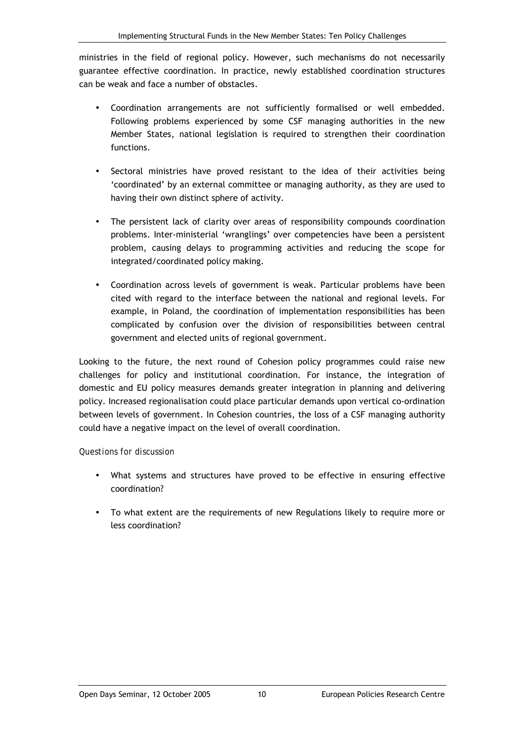ministries in the field of regional policy. However, such mechanisms do not necessarily guarantee effective coordination. In practice, newly established coordination structures can be weak and face a number of obstacles.

- Coordination arrangements are not sufficiently formalised or well embedded. Following problems experienced by some CSF managing authorities in the new Member States, national legislation is required to strengthen their coordination functions.
- Sectoral ministries have proved resistant to the idea of their activities being 'coordinated' by an external committee or managing authority, as they are used to having their own distinct sphere of activity.
- The persistent lack of clarity over areas of responsibility compounds coordination problems. Inter-ministerial 'wranglings' over competencies have been a persistent problem, causing delays to programming activities and reducing the scope for integrated/coordinated policy making.
- Coordination across levels of government is weak. Particular problems have been cited with regard to the interface between the national and regional levels. For example, in Poland, the coordination of implementation responsibilities has been complicated by confusion over the division of responsibilities between central government and elected units of regional government.

Looking to the future, the next round of Cohesion policy programmes could raise new challenges for policy and institutional coordination. For instance, the integration of domestic and EU policy measures demands greater integration in planning and delivering policy. Increased regionalisation could place particular demands upon vertical co-ordination between levels of government. In Cohesion countries, the loss of a CSF managing authority could have a negative impact on the level of overall coordination.

*Questions for discussion*

- What systems and structures have proved to be effective in ensuring effective coordination?
- To what extent are the requirements of new Regulations likely to require more or less coordination?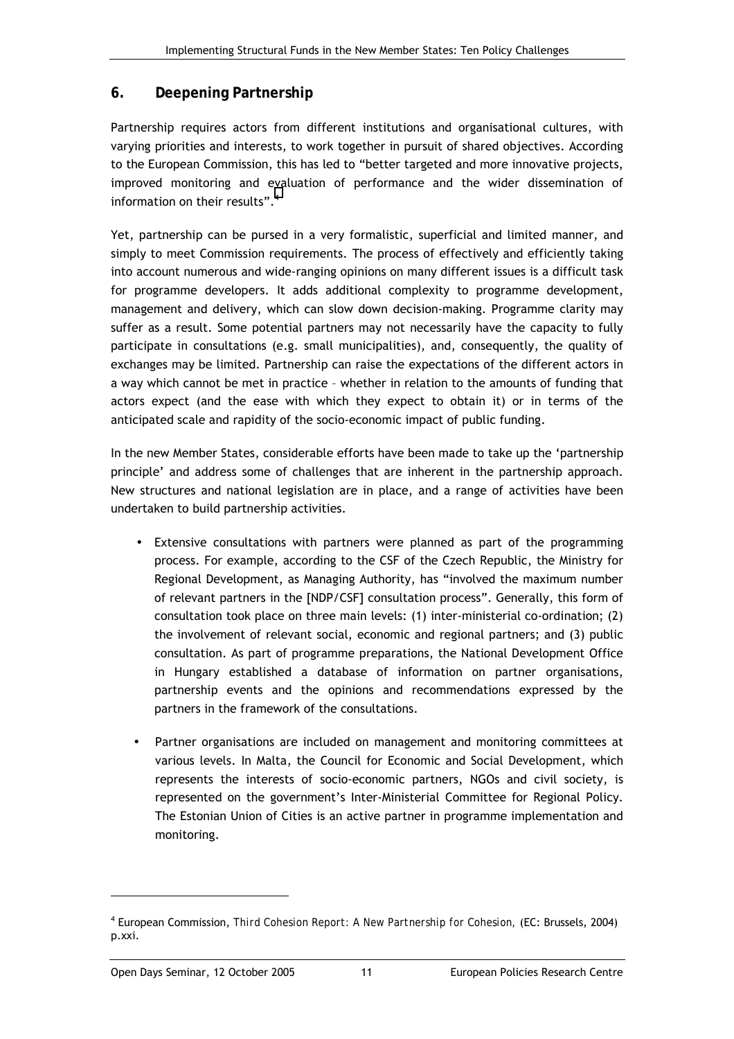## 6. Deepening Partnership

Partnership requires actors from different institutions and organisational cultures, with varying priorities and interests, to work together in pursuit of shared objectives. According to the European Commission, this has led to "better targeted and more innovative projects, improved monitoring and evaluation of performance and the wider dissemination of information on their results".[4]

Yet, partnership can be pursed in a very formalistic, superficial and limited manner, and simply to meet Commission requirements. The process of effectively and efficiently taking into account numerous and wide-ranging opinions on many different issues is a difficult task for programme developers. It adds additional complexity to programme development, management and delivery, which can slow down decision-making. Programme clarity may suffer as a result. Some potential partners may not necessarily have the capacity to fully participate in consultations (e.g. small municipalities), and, consequently, the quality of exchanges may be limited. Partnership can raise the expectations of the different actors in a way which cannot be met in practice – whether in relation to the amounts of funding that actors expect (and the ease with which they expect to obtain it) or in terms of the anticipated scale and rapidity of the socio-economic impact of public funding.

In the new Member States, considerable efforts have been made to take up the 'partnership principle' and address some of challenges that are inherent in the partnership approach. New structures and national legislation are in place, and a range of activities have been undertaken to build partnership activities.

- Extensive consultations with partners were planned as part of the programming process. For example, according to the CSF of the Czech Republic, the Ministry for Regional Development, as Managing Authority, has "involved the maximum number of relevant partners in the [NDP/CSF] consultation process". Generally, this form of consultation took place on three main levels: (1) inter-ministerial co-ordination; (2) the involvement of relevant social, economic and regional partners; and (3) public consultation. As part of programme preparations, the National Development Office in Hungary established a database of information on partner organisations, partnership events and the opinions and recommendations expressed by the partners in the framework of the consultations.

- Partner organisations are included on management and monitoring committees at various levels. In Malta, the Council for Economic and Social Development, which represents the interests of socio-economic partners, NGOs and civil society, is represented on the government's Inter-Ministerial Committee for Regional Policy. The Estonian Union of Cities is an active partner in programme implementation and monitoring.

---

[4] European Commission, *Third Cohesion Report: A New Partnership for Cohesion,* (EC: Brussels, 2004) p.xxi.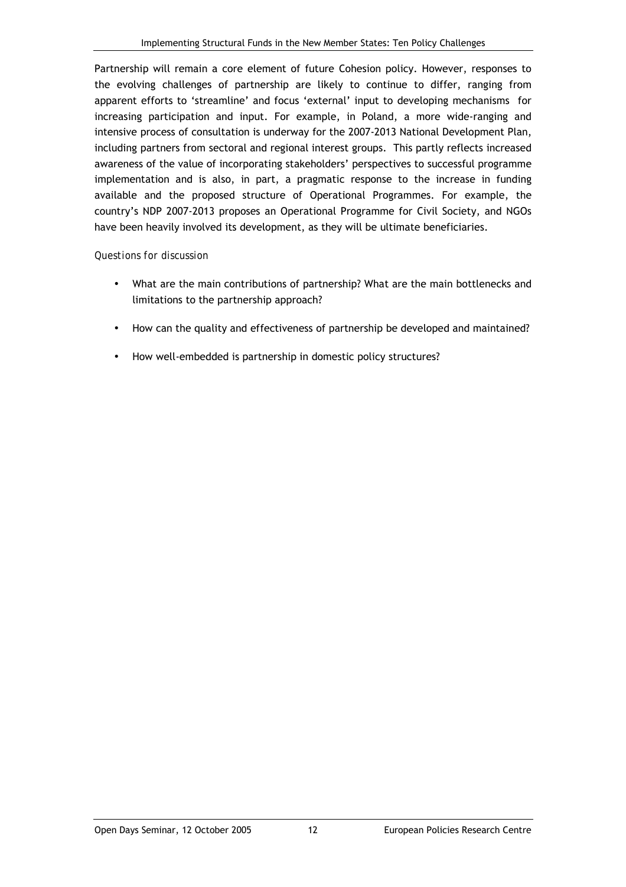Partnership will remain a core element of future Cohesion policy. However, responses to the evolving challenges of partnership are likely to continue to differ, ranging from apparent efforts to 'streamline' and focus 'external' input to developing mechanisms for increasing participation and input. For example, in Poland, a more wide-ranging and intensive process of consultation is underway for the 2007-2013 National Development Plan, including partners from sectoral and regional interest groups. This partly reflects increased awareness of the value of incorporating stakeholders' perspectives to successful programme implementation and is also, in part, a pragmatic response to the increase in funding available and the proposed structure of Operational Programmes. For example, the country's NDP 2007-2013 proposes an Operational Programme for Civil Society, and NGOs have been heavily involved its development, as they will be ultimate beneficiaries.

*Questions for discussion*

- What are the main contributions of partnership? What are the main bottlenecks and limitations to the partnership approach?
- How can the quality and effectiveness of partnership be developed and maintained?
- How well-embedded is partnership in domestic policy structures?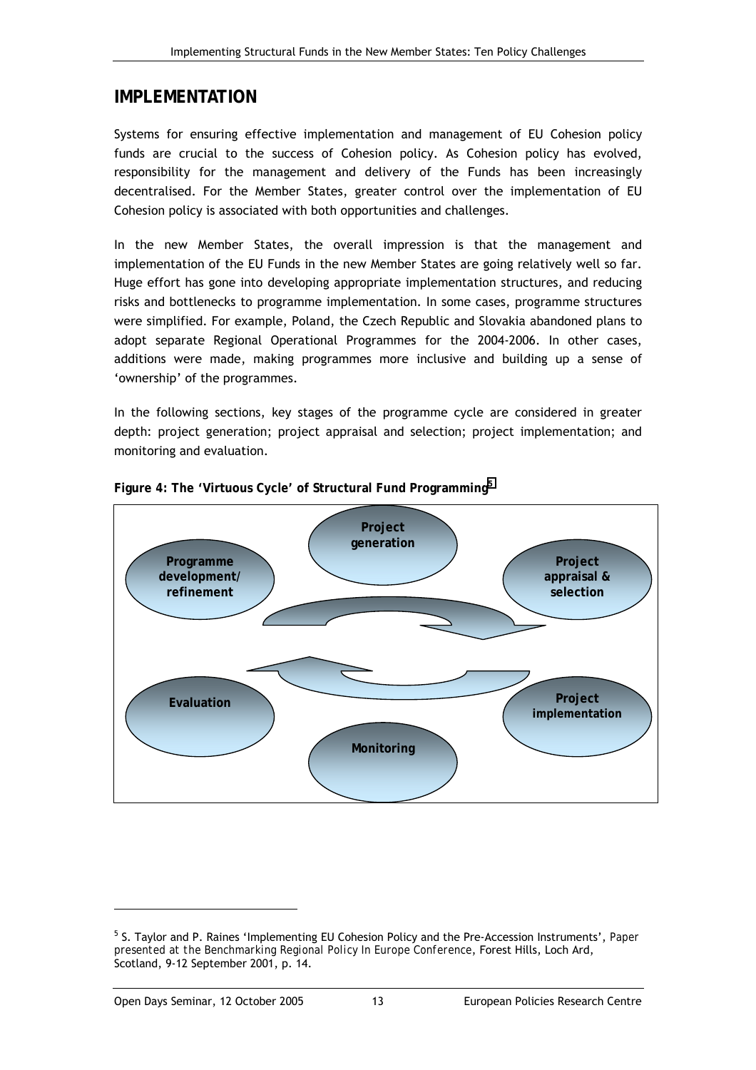# IMPLEMENTATION

Systems for ensuring effective implementation and management of EU Cohesion policy funds are crucial to the success of Cohesion policy. As Cohesion policy has evolved, responsibility for the management and delivery of the Funds has been increasingly decentralised. For the Member States, greater control over the implementation of EU Cohesion policy is associated with both opportunities and challenges.

In the new Member States, the overall impression is that the management and implementation of the EU Funds in the new Member States are going relatively well so far. Huge effort has gone into developing appropriate implementation structures, and reducing risks and bottlenecks to programme implementation. In some cases, programme structures were simplified. For example, Poland, the Czech Republic and Slovakia abandoned plans to adopt separate Regional Operational Programmes for the 2004-2006. In other cases, additions were made, making programmes more inclusive and building up a sense of 'ownership' of the programmes.

In the following sections, key stages of the programme cycle are considered in greater depth: project generation; project appraisal and selection; project implementation; and monitoring and evaluation.

**Figure 4: The 'Virtuous Cycle' of Structural Fund Programming**[5]

Project generation

Programme development/ refinement

Project appraisal & selection

Evaluation

Project implementation

Monitoring

---

[5] S. Taylor and P. Raines 'Implementing EU Cohesion Policy and the Pre-Accession Instruments', *Paper presented at the Benchmarking Regional Policy In Europe Conference*, Forest Hills, Loch Ard, Scotland, 9-12 September 2001, p. 14.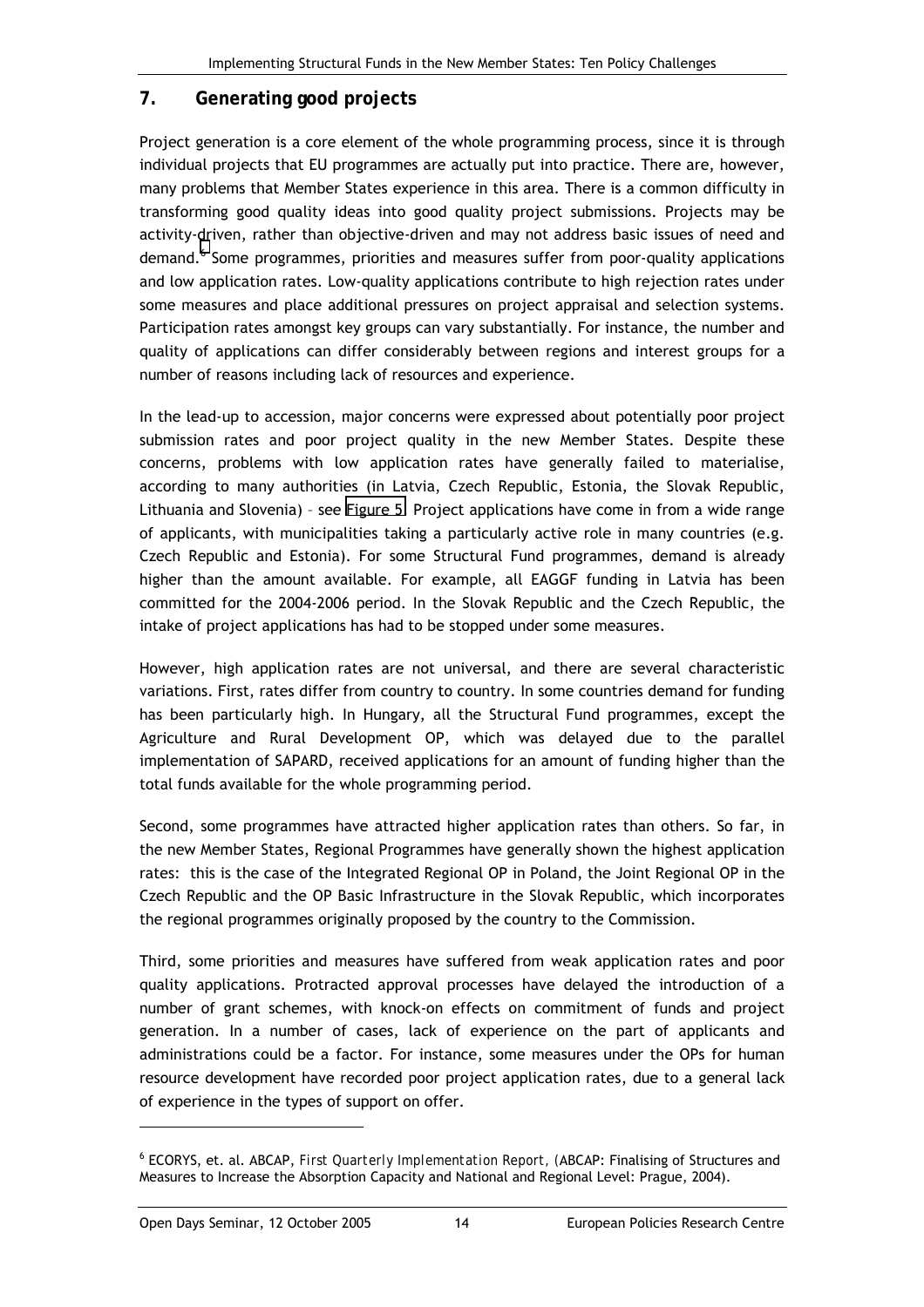## 7. Generating good projects

Project generation is a core element of the whole programming process, since it is through individual projects that EU programmes are actually put into practice. There are, however, many problems that Member States experience in this area. There is a common difficulty in transforming good quality ideas into good quality project submissions. Projects may be activity-driven, rather than objective-driven and may not address basic issues of need and demand.[6] Some programmes, priorities and measures suffer from poor-quality applications and low application rates. Low-quality applications contribute to high rejection rates under some measures and place additional pressures on project appraisal and selection systems. Participation rates amongst key groups can vary substantially. For instance, the number and quality of applications can differ considerably between regions and interest groups for a number of reasons including lack of resources and experience.

In the lead-up to accession, major concerns were expressed about potentially poor project submission rates and poor project quality in the new Member States. Despite these concerns, problems with low application rates have generally failed to materialise, according to many authorities (in Latvia, Czech Republic, Estonia, the Slovak Republic, Lithuania and Slovenia) – see Figure 5. Project applications have come in from a wide range of applicants, with municipalities taking a particularly active role in many countries (e.g. Czech Republic and Estonia). For some Structural Fund programmes, demand is already higher than the amount available. For example, all EAGGF funding in Latvia has been committed for the 2004-2006 period. In the Slovak Republic and the Czech Republic, the intake of project applications has had to be stopped under some measures.

However, high application rates are not universal, and there are several characteristic variations. First, rates differ from country to country. In some countries demand for funding has been particularly high. In Hungary, all the Structural Fund programmes, except the Agriculture and Rural Development OP, which was delayed due to the parallel implementation of SAPARD, received applications for an amount of funding higher than the total funds available for the whole programming period.

Second, some programmes have attracted higher application rates than others. So far, in the new Member States, Regional Programmes have generally shown the highest application rates: this is the case of the Integrated Regional OP in Poland, the Joint Regional OP in the Czech Republic and the OP Basic Infrastructure in the Slovak Republic, which incorporates the regional programmes originally proposed by the country to the Commission.

Third, some priorities and measures have suffered from weak application rates and poor quality applications. Protracted approval processes have delayed the introduction of a number of grant schemes, with knock-on effects on commitment of funds and project generation. In a number of cases, lack of experience on the part of applicants and administrations could be a factor. For instance, some measures under the OPs for human resource development have recorded poor project application rates, due to a general lack of experience in the types of support on offer.

---

[6] ECORYS, et. al. ABCAP, *First Quarterly Implementation Report*, (ABCAP: Finalising of Structures and Measures to Increase the Absorption Capacity and National and Regional Level: Prague, 2004).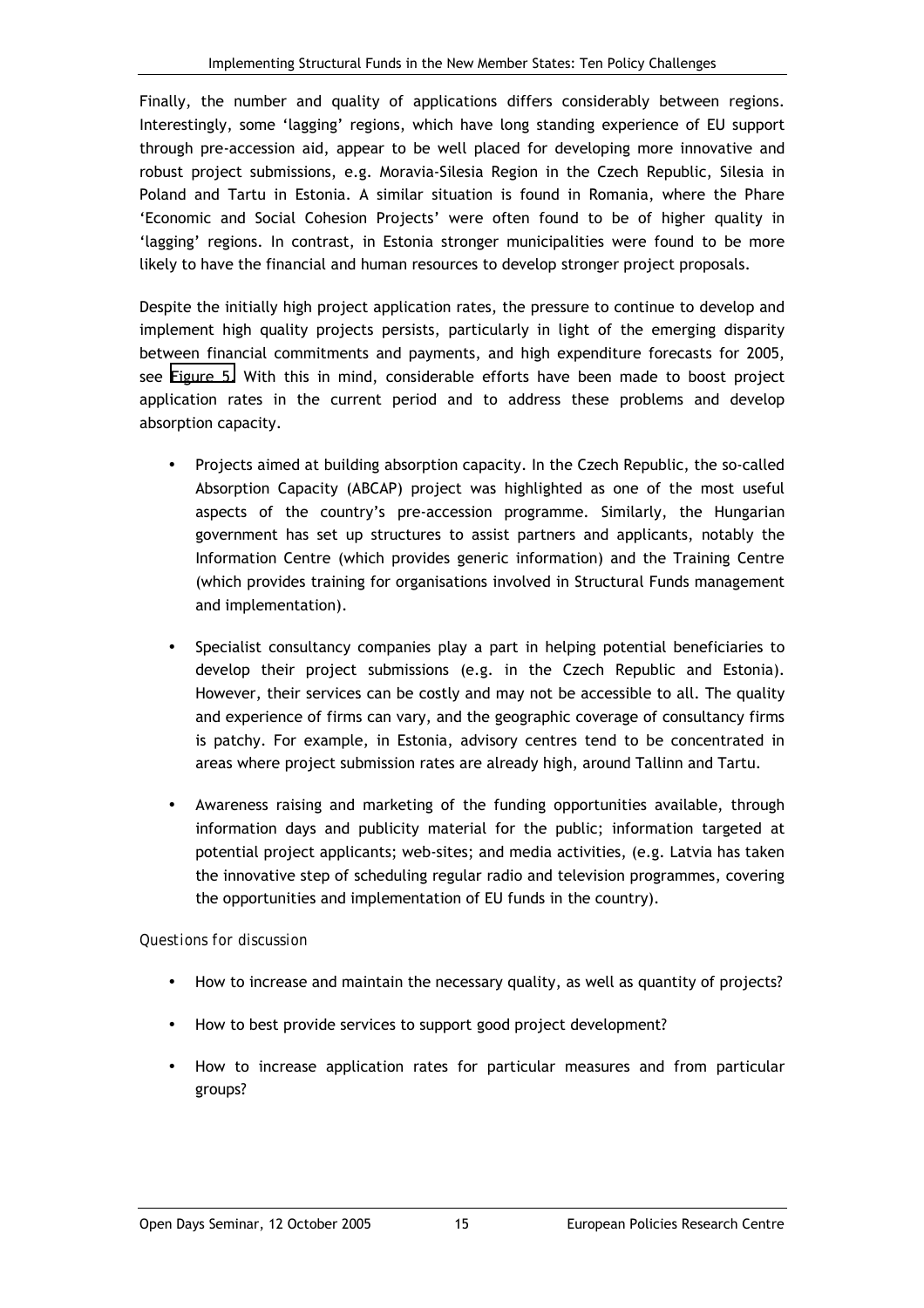Finally, the number and quality of applications differs considerably between regions. Interestingly, some 'lagging' regions, which have long standing experience of EU support through pre-accession aid, appear to be well placed for developing more innovative and robust project submissions, e.g. Moravia-Silesia Region in the Czech Republic, Silesia in Poland and Tartu in Estonia. A similar situation is found in Romania, where the Phare 'Economic and Social Cohesion Projects' were often found to be of higher quality in 'lagging' regions. In contrast, in Estonia stronger municipalities were found to be more likely to have the financial and human resources to develop stronger project proposals.

Despite the initially high project application rates, the pressure to continue to develop and implement high quality projects persists, particularly in light of the emerging disparity between financial commitments and payments, and high expenditure forecasts for 2005, see Figure 5. With this in mind, considerable efforts have been made to boost project application rates in the current period and to address these problems and develop absorption capacity.

- Projects aimed at building absorption capacity. In the Czech Republic, the so-called Absorption Capacity (ABCAP) project was highlighted as one of the most useful aspects of the country's pre-accession programme. Similarly, the Hungarian government has set up structures to assist partners and applicants, notably the Information Centre (which provides generic information) and the Training Centre (which provides training for organisations involved in Structural Funds management and implementation).
- Specialist consultancy companies play a part in helping potential beneficiaries to develop their project submissions (e.g. in the Czech Republic and Estonia). However, their services can be costly and may not be accessible to all. The quality and experience of firms can vary, and the geographic coverage of consultancy firms is patchy. For example, in Estonia, advisory centres tend to be concentrated in areas where project submission rates are already high, around Tallinn and Tartu.
- Awareness raising and marketing of the funding opportunities available, through information days and publicity material for the public; information targeted at potential project applicants; web-sites; and media activities, (e.g. Latvia has taken the innovative step of scheduling regular radio and television programmes, covering the opportunities and implementation of EU funds in the country).

*Questions for discussion*

- How to increase and maintain the necessary quality, as well as quantity of projects?
- How to best provide services to support good project development?
- How to increase application rates for particular measures and from particular groups?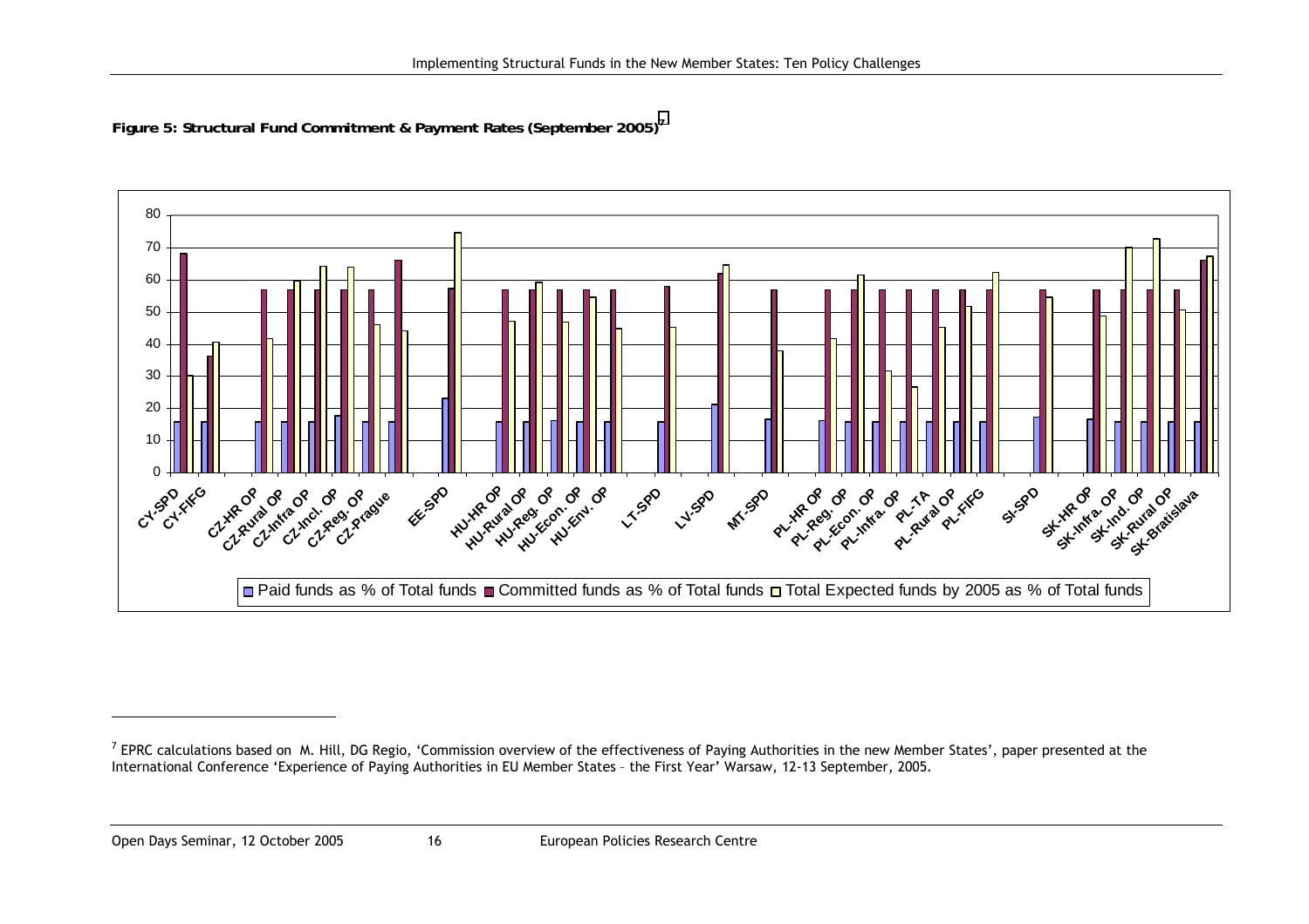**Figure 5: Structural Fund Commitment & Payment Rates (September 2005)[7]**

[7] EPRC calculations based on M. Hill, DG Regio, 'Commission overview of the effectiveness of Paying Authorities in the new Member States', paper presented at the International Conference 'Experience of Paying Authorities in EU Member States – the First Year' Warsaw, 12-13 September, 2005.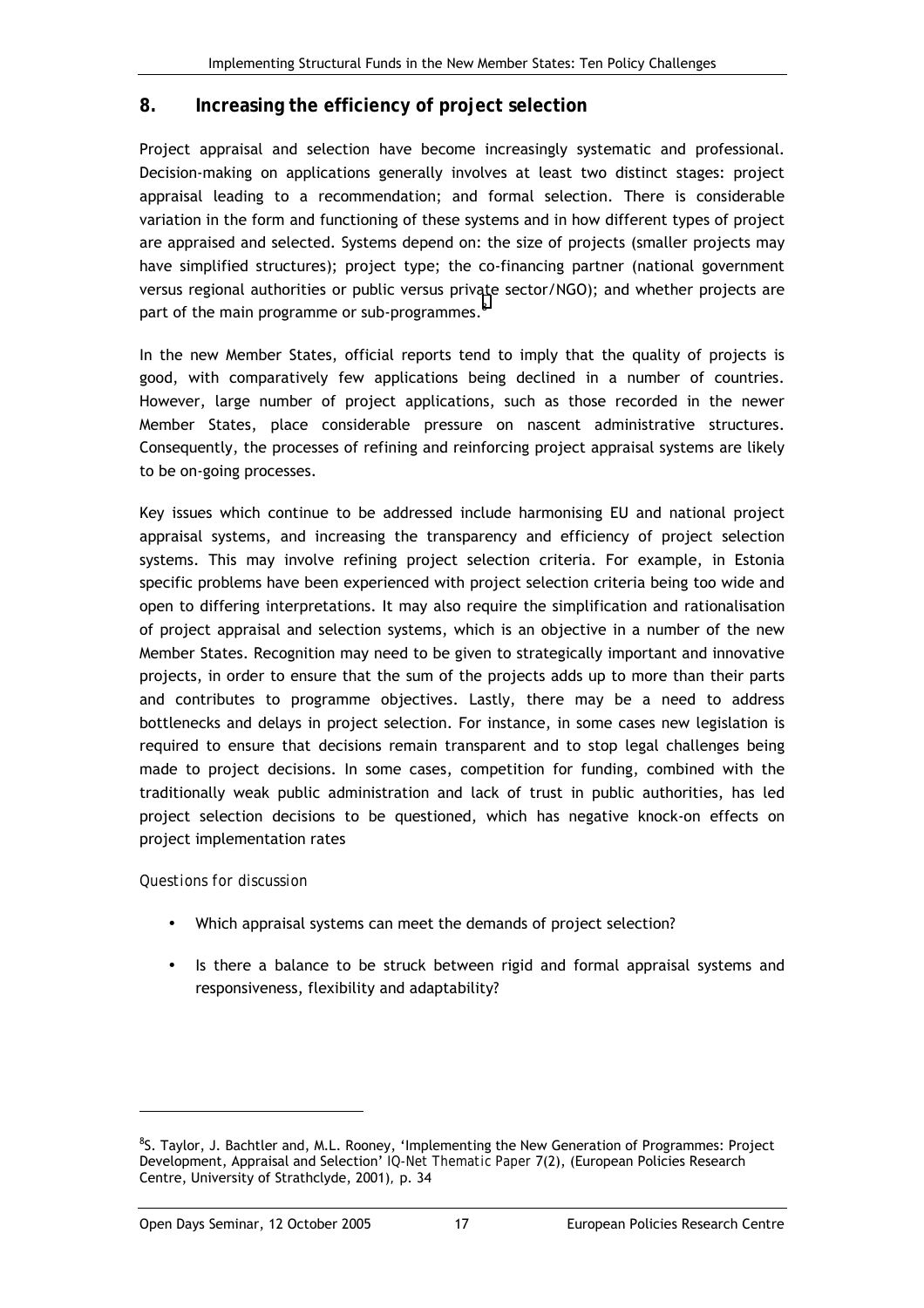## 8. Increasing the efficiency of project selection

Project appraisal and selection have become increasingly systematic and professional. Decision-making on applications generally involves at least two distinct stages: project appraisal leading to a recommendation; and formal selection. There is considerable variation in the form and functioning of these systems and in how different types of project are appraised and selected. Systems depend on: the size of projects (smaller projects may have simplified structures); project type; the co-financing partner (national government versus regional authorities or public versus private sector/NGO); and whether projects are part of the main programme or sub-programmes.[8]

In the new Member States, official reports tend to imply that the quality of projects is good, with comparatively few applications being declined in a number of countries. However, large number of project applications, such as those recorded in the newer Member States, place considerable pressure on nascent administrative structures. Consequently, the processes of refining and reinforcing project appraisal systems are likely to be on-going processes.

Key issues which continue to be addressed include harmonising EU and national project appraisal systems, and increasing the transparency and efficiency of project selection systems. This may involve refining project selection criteria. For example, in Estonia specific problems have been experienced with project selection criteria being too wide and open to differing interpretations. It may also require the simplification and rationalisation of project appraisal and selection systems, which is an objective in a number of the new Member States. Recognition may need to be given to strategically important and innovative projects, in order to ensure that the sum of the projects adds up to more than their parts and contributes to programme objectives. Lastly, there may be a need to address bottlenecks and delays in project selection. For instance, in some cases new legislation is required to ensure that decisions remain transparent and to stop legal challenges being made to project decisions. In some cases, competition for funding, combined with the traditionally weak public administration and lack of trust in public authorities, has led project selection decisions to be questioned, which has negative knock-on effects on project implementation rates

*Questions for discussion*

- Which appraisal systems can meet the demands of project selection?
- Is there a balance to be struck between rigid and formal appraisal systems and responsiveness, flexibility and adaptability?

---

[8] S. Taylor, J. Bachtler and, M.L. Rooney, 'Implementing the New Generation of Programmes: Project Development, Appraisal and Selection' *IQ-Net Thematic Paper* 7(2), (European Policies Research Centre, University of Strathclyde, 2001), p. 34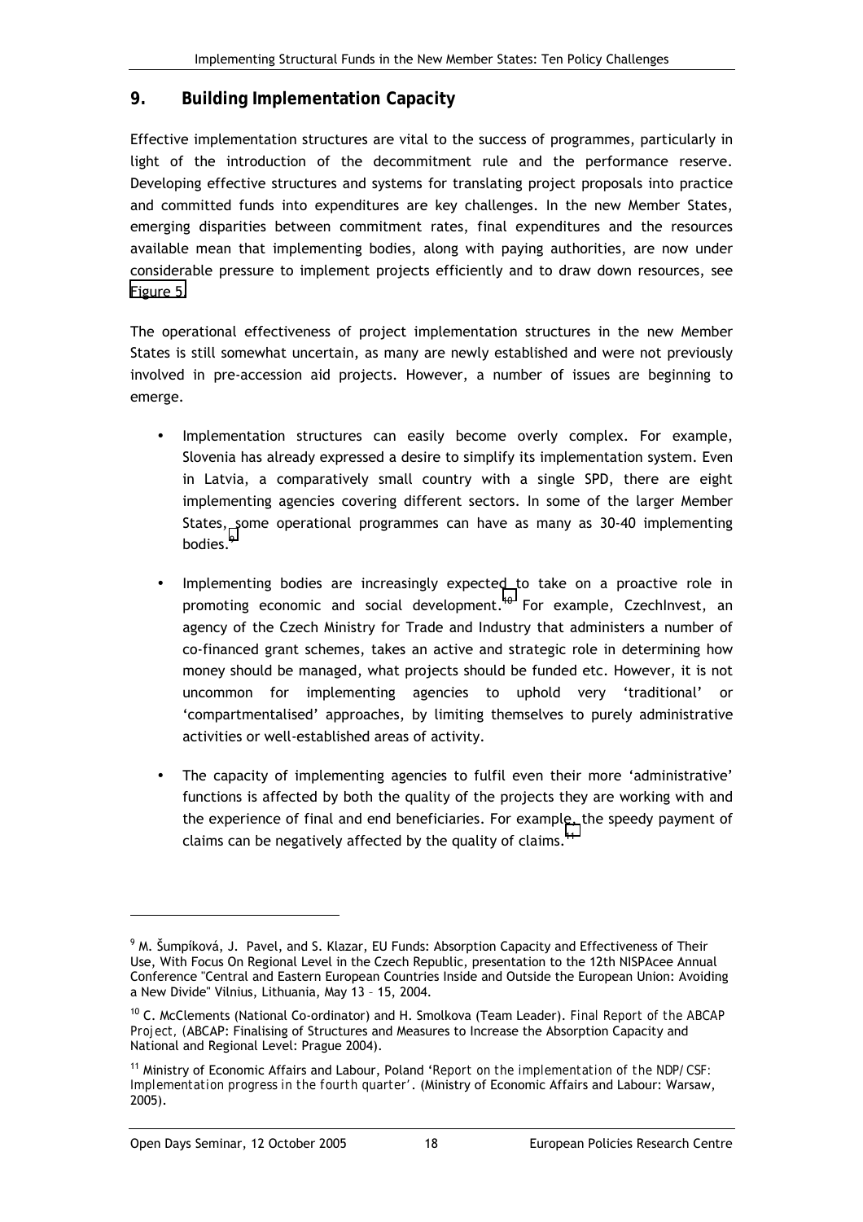## 9. Building Implementation Capacity

Effective implementation structures are vital to the success of programmes, particularly in light of the introduction of the decommitment rule and the performance reserve. Developing effective structures and systems for translating project proposals into practice and committed funds into expenditures are key challenges. In the new Member States, emerging disparities between commitment rates, final expenditures and the resources available mean that implementing bodies, along with paying authorities, are now under considerable pressure to implement projects efficiently and to draw down resources, see Figure 5.

The operational effectiveness of project implementation structures in the new Member States is still somewhat uncertain, as many are newly established and were not previously involved in pre-accession aid projects. However, a number of issues are beginning to emerge.

- Implementation structures can easily become overly complex. For example, Slovenia has already expressed a desire to simplify its implementation system. Even in Latvia, a comparatively small country with a single SPD, there are eight implementing agencies covering different sectors. In some of the larger Member States, some operational programmes can have as many as 30-40 implementing bodies.[9]
- Implementing bodies are increasingly expected to take on a proactive role in promoting economic and social development.[10] For example, CzechInvest, an agency of the Czech Ministry for Trade and Industry that administers a number of co-financed grant schemes, takes an active and strategic role in determining how money should be managed, what projects should be funded etc. However, it is not uncommon for implementing agencies to uphold very 'traditional' or 'compartmentalised' approaches, by limiting themselves to purely administrative activities or well-established areas of activity.
- The capacity of implementing agencies to fulfil even their more 'administrative' functions is affected by both the quality of the projects they are working with and the experience of final and end beneficiaries. For example, the speedy payment of claims can be negatively affected by the quality of claims.[11]

---

[9] M. Šumpíková, J. Pavel, and S. Klazar, EU Funds: Absorption Capacity and Effectiveness of Their Use, With Focus On Regional Level in the Czech Republic, presentation to the 12th NISPAcee Annual Conference "Central and Eastern European Countries Inside and Outside the European Union: Avoiding a New Divide" Vilnius, Lithuania, May 13 – 15, 2004.

[10] C. McClements (National Co-ordinator) and H. Smolkova (Team Leader). *Final Report of the ABCAP Project*, (ABCAP: Finalising of Structures and Measures to Increase the Absorption Capacity and National and Regional Level: Prague 2004).

[11] Ministry of Economic Affairs and Labour, Poland '*Report on the implementation of the NDP/CSF: Implementation progress in the fourth quarter*'. (Ministry of Economic Affairs and Labour: Warsaw, 2005).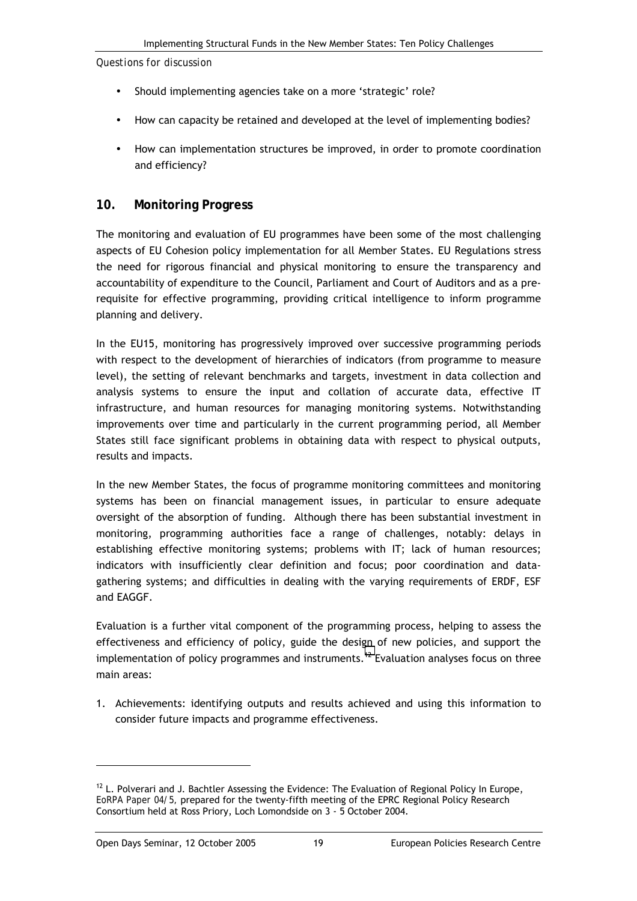*Questions for discussion*

- Should implementing agencies take on a more 'strategic' role?
- How can capacity be retained and developed at the level of implementing bodies?
- How can implementation structures be improved, in order to promote coordination and efficiency?

## 10. Monitoring Progress

The monitoring and evaluation of EU programmes have been some of the most challenging aspects of EU Cohesion policy implementation for all Member States. EU Regulations stress the need for rigorous financial and physical monitoring to ensure the transparency and accountability of expenditure to the Council, Parliament and Court of Auditors and as a pre-requisite for effective programming, providing critical intelligence to inform programme planning and delivery.

In the EU15, monitoring has progressively improved over successive programming periods with respect to the development of hierarchies of indicators (from programme to measure level), the setting of relevant benchmarks and targets, investment in data collection and analysis systems to ensure the input and collation of accurate data, effective IT infrastructure, and human resources for managing monitoring systems. Notwithstanding improvements over time and particularly in the current programming period, all Member States still face significant problems in obtaining data with respect to physical outputs, results and impacts.

In the new Member States, the focus of programme monitoring committees and monitoring systems has been on financial management issues, in particular to ensure adequate oversight of the absorption of funding. Although there has been substantial investment in monitoring, programming authorities face a range of challenges, notably: delays in establishing effective monitoring systems; problems with IT; lack of human resources; indicators with insufficiently clear definition and focus; poor coordination and data-gathering systems; and difficulties in dealing with the varying requirements of ERDF, ESF and EAGGF.

Evaluation is a further vital component of the programming process, helping to assess the effectiveness and efficiency of policy, guide the design of new policies, and support the implementation of policy programmes and instruments.[12] Evaluation analyses focus on three main areas:

1. Achievements: identifying outputs and results achieved and using this information to consider future impacts and programme effectiveness.

---

[12] L. Polverari and J. Bachtler Assessing the Evidence: The Evaluation of Regional Policy In Europe, *EoRPA Paper 04/5*, prepared for the twenty-fifth meeting of the EPRC Regional Policy Research Consortium held at Ross Priory, Loch Lomondside on 3 - 5 October 2004.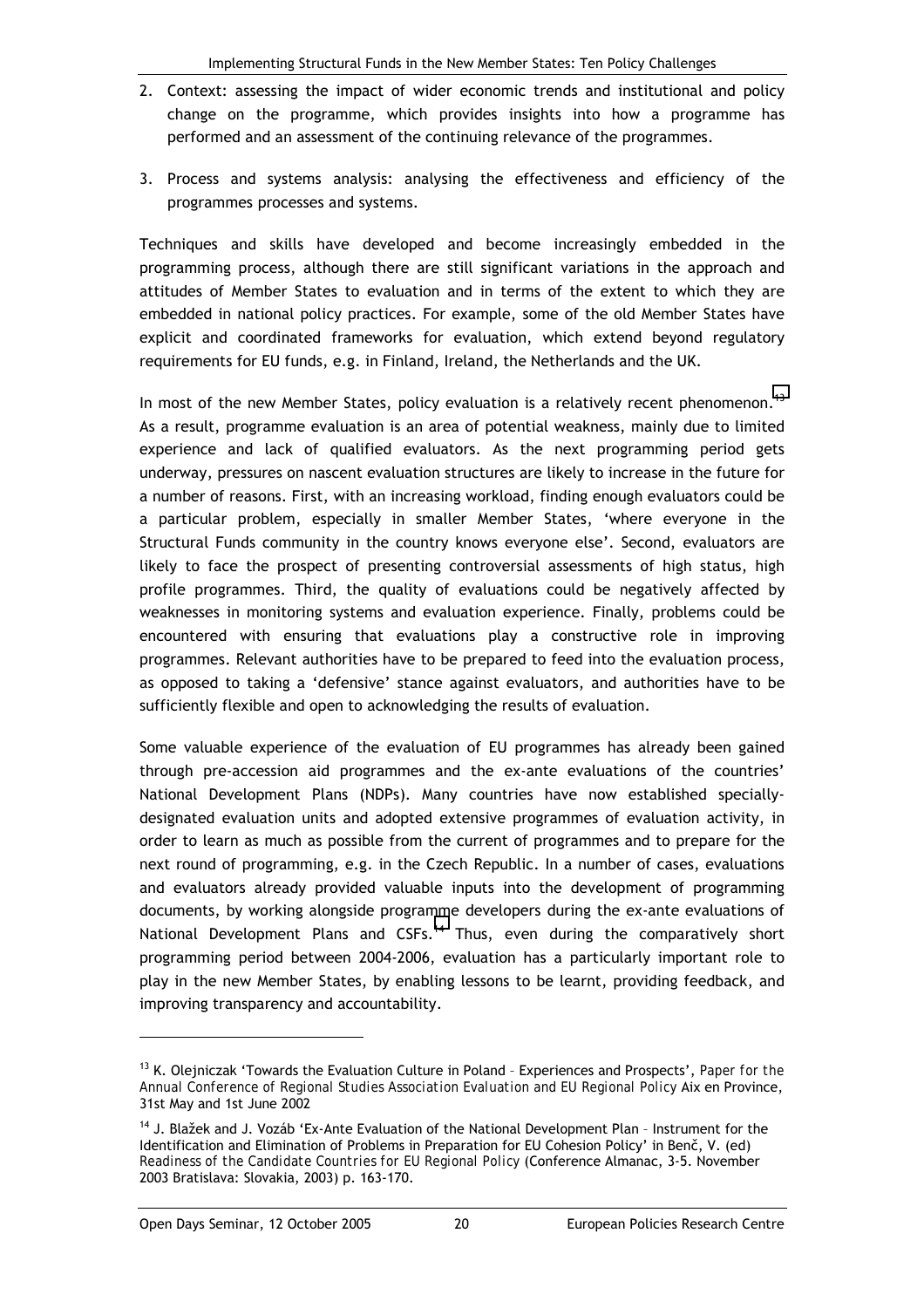2. Context: assessing the impact of wider economic trends and institutional and policy change on the programme, which provides insights into how a programme has performed and an assessment of the continuing relevance of the programmes.

3. Process and systems analysis: analysing the effectiveness and efficiency of the programmes processes and systems.

Techniques and skills have developed and become increasingly embedded in the programming process, although there are still significant variations in the approach and attitudes of Member States to evaluation and in terms of the extent to which they are embedded in national policy practices. For example, some of the old Member States have explicit and coordinated frameworks for evaluation, which extend beyond regulatory requirements for EU funds, e.g. in Finland, Ireland, the Netherlands and the UK.

In most of the new Member States, policy evaluation is a relatively recent phenomenon.[13] As a result, programme evaluation is an area of potential weakness, mainly due to limited experience and lack of qualified evaluators. As the next programming period gets underway, pressures on nascent evaluation structures are likely to increase in the future for a number of reasons. First, with an increasing workload, finding enough evaluators could be a particular problem, especially in smaller Member States, 'where everyone in the Structural Funds community in the country knows everyone else'. Second, evaluators are likely to face the prospect of presenting controversial assessments of high status, high profile programmes. Third, the quality of evaluations could be negatively affected by weaknesses in monitoring systems and evaluation experience. Finally, problems could be encountered with ensuring that evaluations play a constructive role in improving programmes. Relevant authorities have to be prepared to feed into the evaluation process, as opposed to taking a 'defensive' stance against evaluators, and authorities have to be sufficiently flexible and open to acknowledging the results of evaluation.

Some valuable experience of the evaluation of EU programmes has already been gained through pre-accession aid programmes and the ex-ante evaluations of the countries' National Development Plans (NDPs). Many countries have now established specially-designated evaluation units and adopted extensive programmes of evaluation activity, in order to learn as much as possible from the current of programmes and to prepare for the next round of programming, e.g. in the Czech Republic. In a number of cases, evaluations and evaluators already provided valuable inputs into the development of programming documents, by working alongside programme developers during the ex-ante evaluations of National Development Plans and CSFs.[14] Thus, even during the comparatively short programming period between 2004-2006, evaluation has a particularly important role to play in the new Member States, by enabling lessons to be learnt, providing feedback, and improving transparency and accountability.

---

[13] K. Olejniczak 'Towards the Evaluation Culture in Poland – Experiences and Prospects', *Paper for the Annual Conference of Regional Studies Association Evaluation and EU Regional Policy* Aix en Province, 31st May and 1st June 2002

[14] J. Blažek and J. Vozáb 'Ex-Ante Evaluation of the National Development Plan – Instrument for the Identification and Elimination of Problems in Preparation for EU Cohesion Policy' in Benč, V. (ed) *Readiness of the Candidate Countries for EU Regional Policy* (Conference Almanac, 3-5. November 2003 Bratislava: Slovakia, 2003) p. 163-170.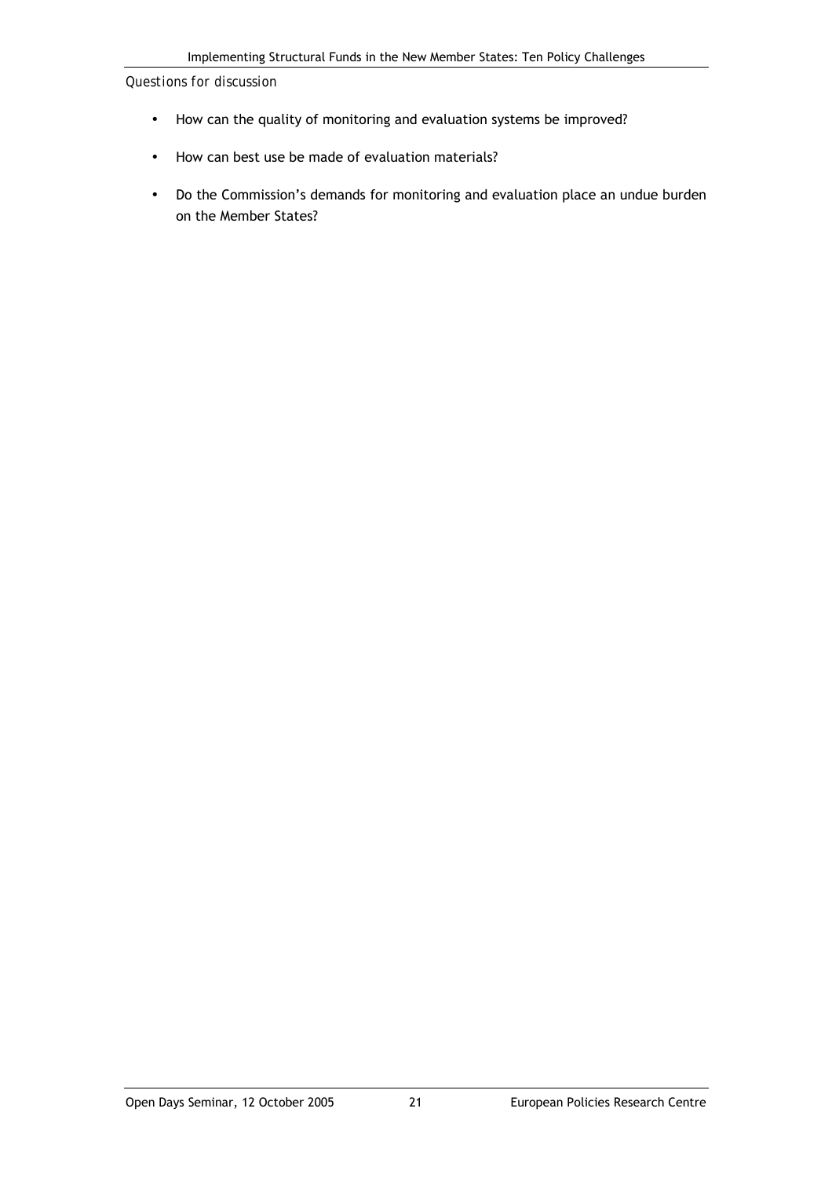*Questions for discussion*

- How can the quality of monitoring and evaluation systems be improved?
- How can best use be made of evaluation materials?
- Do the Commission's demands for monitoring and evaluation place an undue burden on the Member States?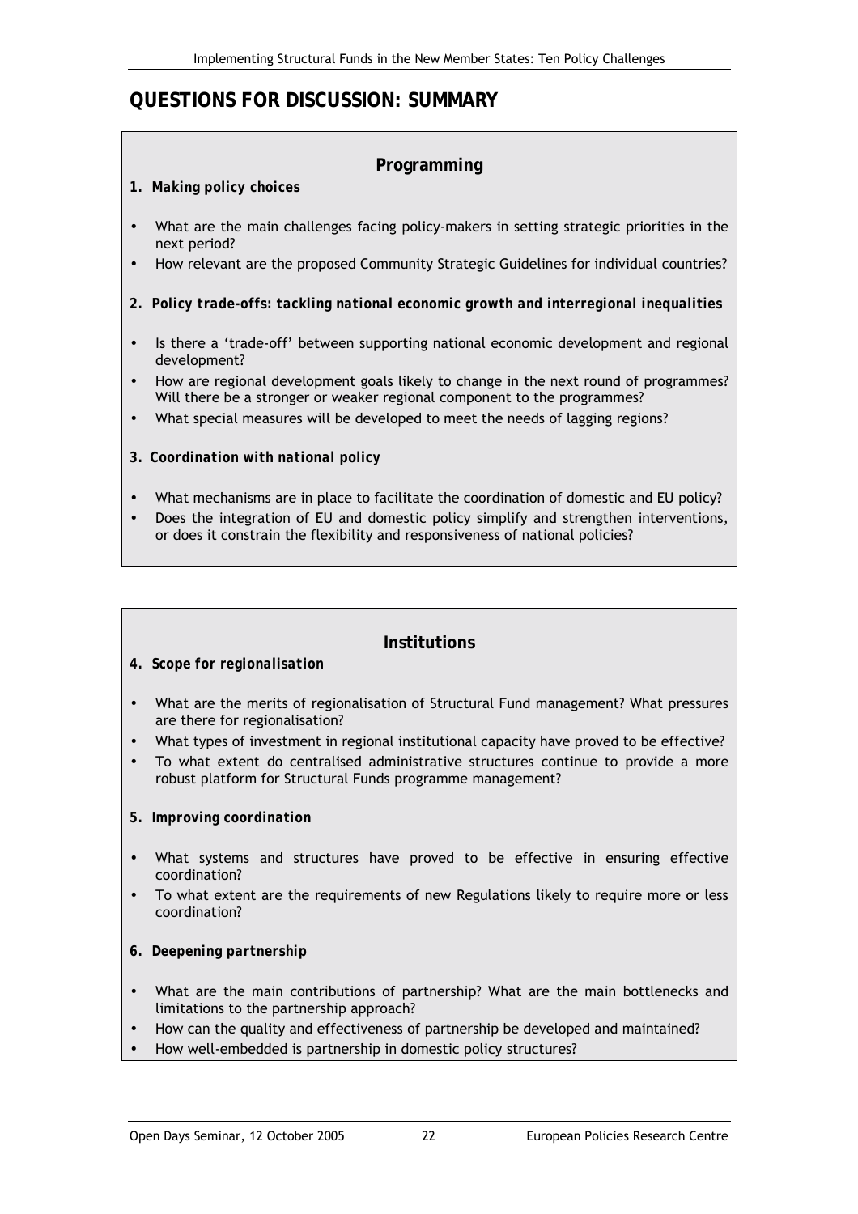## QUESTIONS FOR DISCUSSION: SUMMARY

### Programming

**1. *Making policy choices***

- What are the main challenges facing policy-makers in setting strategic priorities in the next period?
- How relevant are the proposed Community Strategic Guidelines for individual countries?

**2. *Policy trade-offs: tackling national economic growth and interregional inequalities***

- Is there a 'trade-off' between supporting national economic development and regional development?
- How are regional development goals likely to change in the next round of programmes? Will there be a stronger or weaker regional component to the programmes?
- What special measures will be developed to meet the needs of lagging regions?

**3. *Coordination with national policy***

- What mechanisms are in place to facilitate the coordination of domestic and EU policy?
- Does the integration of EU and domestic policy simplify and strengthen interventions, or does it constrain the flexibility and responsiveness of national policies?

### Institutions

**4. *Scope for regionalisation***

- What are the merits of regionalisation of Structural Fund management? What pressures are there for regionalisation?
- What types of investment in regional institutional capacity have proved to be effective?
- To what extent do centralised administrative structures continue to provide a more robust platform for Structural Funds programme management?

**5. *Improving coordination***

- What systems and structures have proved to be effective in ensuring effective coordination?
- To what extent are the requirements of new Regulations likely to require more or less coordination?

**6. *Deepening partnership***

- What are the main contributions of partnership? What are the main bottlenecks and limitations to the partnership approach?
- How can the quality and effectiveness of partnership be developed and maintained?
- How well-embedded is partnership in domestic policy structures?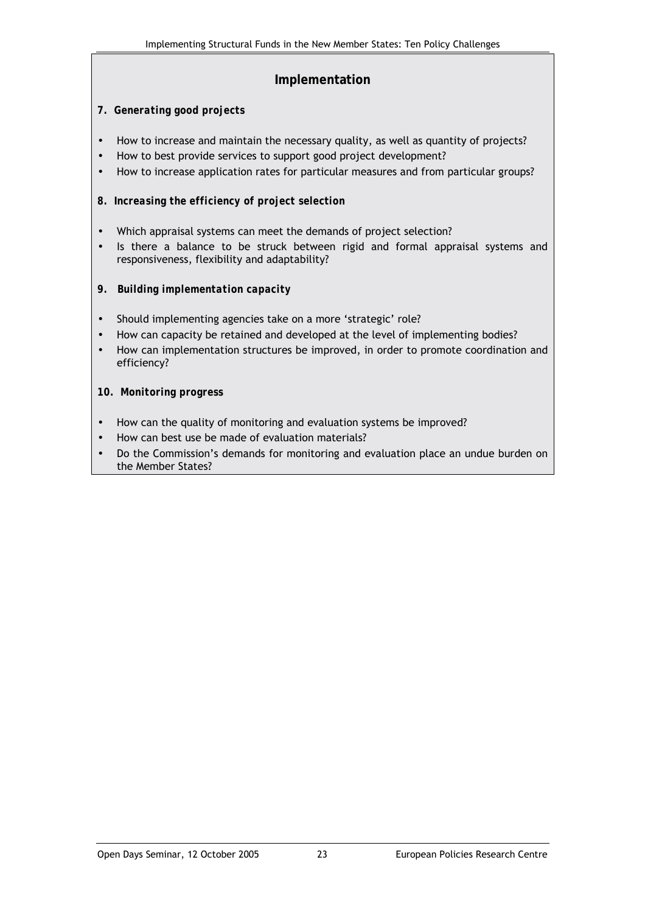## Implementation

***7. Generating good projects***

- How to increase and maintain the necessary quality, as well as quantity of projects?
- How to best provide services to support good project development?
- How to increase application rates for particular measures and from particular groups?

***8. Increasing the efficiency of project selection***

- Which appraisal systems can meet the demands of project selection?
- Is there a balance to be struck between rigid and formal appraisal systems and responsiveness, flexibility and adaptability?

***9. Building implementation capacity***

- Should implementing agencies take on a more 'strategic' role?
- How can capacity be retained and developed at the level of implementing bodies?
- How can implementation structures be improved, in order to promote coordination and efficiency?

***10. Monitoring progress***

- How can the quality of monitoring and evaluation systems be improved?
- How can best use be made of evaluation materials?
- Do the Commission's demands for monitoring and evaluation place an undue burden on the Member States?